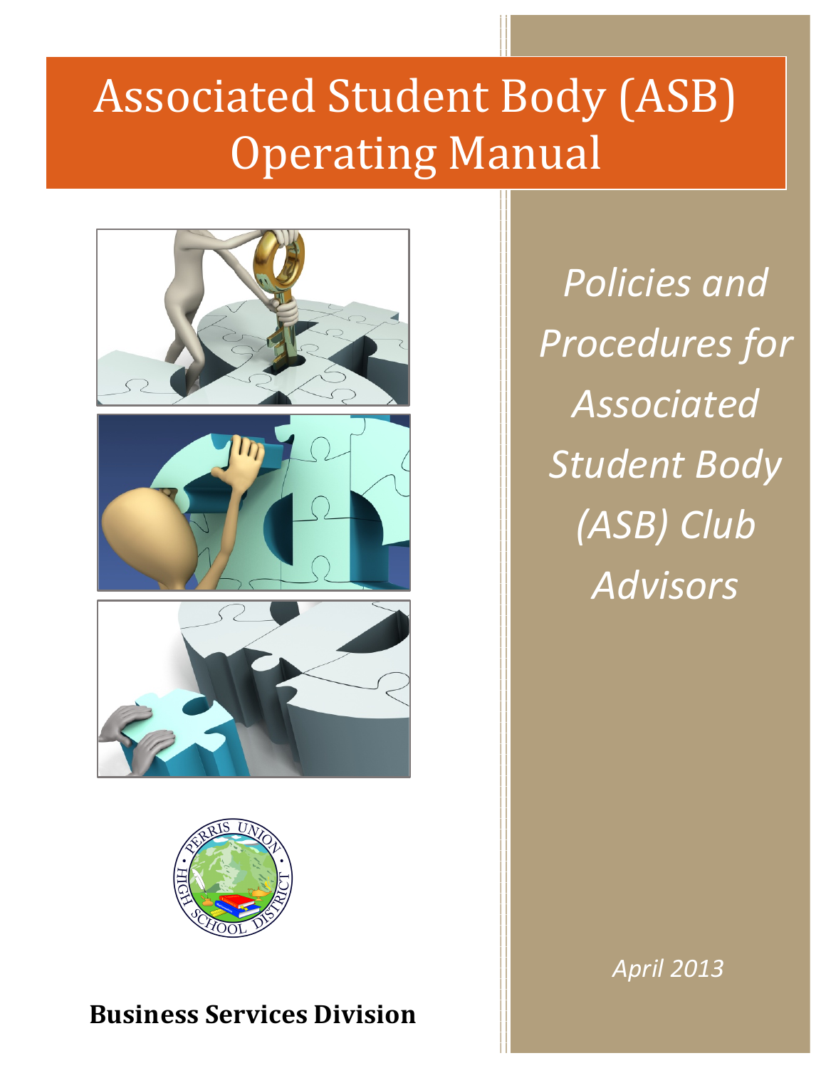# Associated Student Body (ASB) Operating Manual

*Policies and Procedures for Associated Student Body (ASB) Club Advisors*

*April 2013*

**Business Services Division**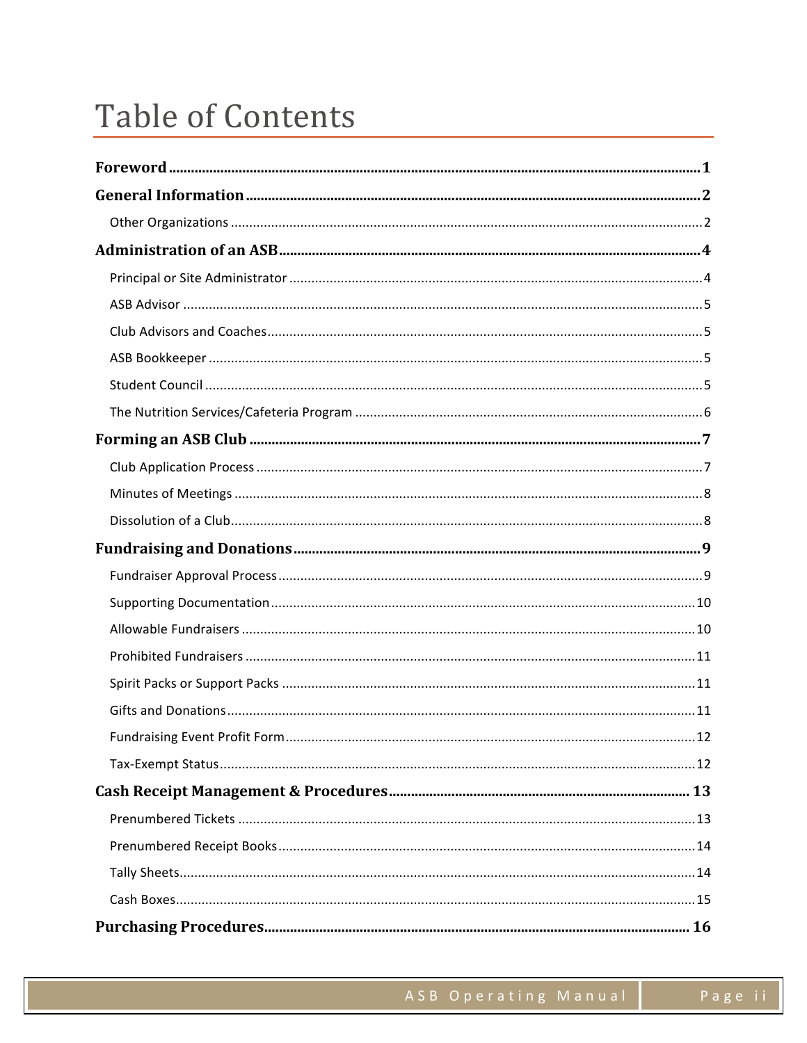# Table of Contents

**Foreword** .......... 1

**General Information** .......... 2

- Other Organizations .......... 2

**Administration of an ASB** .......... 4

- Principal or Site Administrator .......... 4
- ASB Advisor .......... 5
- Club Advisors and Coaches .......... 5
- ASB Bookkeeper .......... 5
- Student Council .......... 5
- The Nutrition Services/Cafeteria Program .......... 6

**Forming an ASB Club** .......... 7

- Club Application Process .......... 7
- Minutes of Meetings .......... 8
- Dissolution of a Club .......... 8

**Fundraising and Donations** .......... 9

- Fundraiser Approval Process .......... 9
- Supporting Documentation .......... 10
- Allowable Fundraisers .......... 10
- Prohibited Fundraisers .......... 11
- Spirit Packs or Support Packs .......... 11
- Gifts and Donations .......... 11
- Fundraising Event Profit Form .......... 12
- Tax-Exempt Status .......... 12

**Cash Receipt Management & Procedures** .......... 13

- Prenumbered Tickets .......... 13
- Prenumbered Receipt Books .......... 14
- Tally Sheets .......... 14
- Cash Boxes .......... 15

**Purchasing Procedures** .......... 16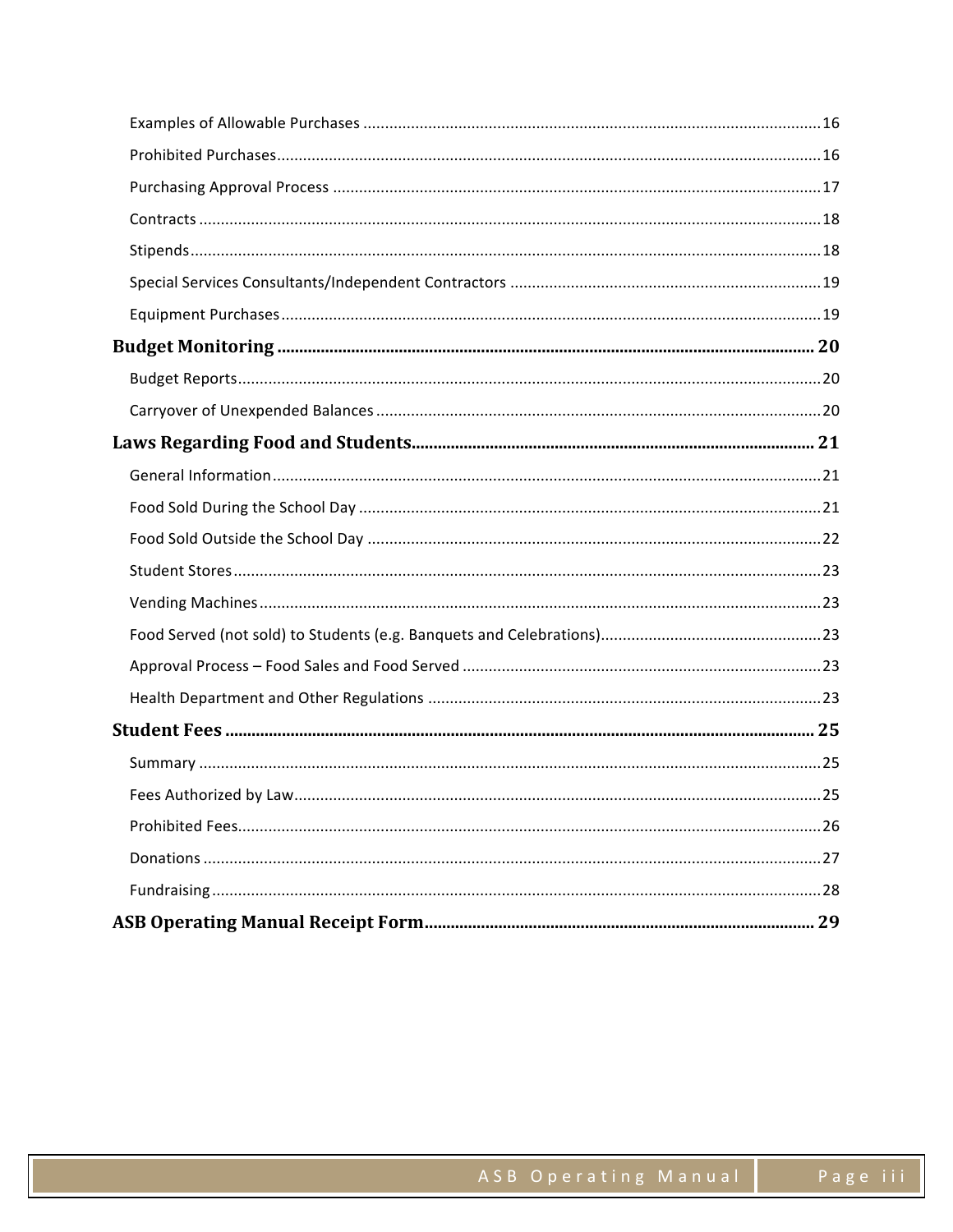Examples of Allowable Purchases ........................................................................................................ 16

Prohibited Purchases........................................................................................................................ 16

Purchasing Approval Process ............................................................................................................ 17

Contracts .......................................................................................................................................... 18

Stipends ............................................................................................................................................ 18

Special Services Consultants/Independent Contractors .................................................................... 19

Equipment Purchases ........................................................................................................................ 19

**Budget Monitoring ......................................................................................................................... 20**

Budget Reports .................................................................................................................................. 20

Carryover of Unexpended Balances .................................................................................................. 20

**Laws Regarding Food and Students............................................................................................... 21**

General Information .......................................................................................................................... 21

Food Sold During the School Day ...................................................................................................... 21

Food Sold Outside the School Day .................................................................................................... 22

Student Stores ................................................................................................................................... 23

Vending Machines ............................................................................................................................. 23

Food Served (not sold) to Students (e.g. Banquets and Celebrations)............................................... 23

Approval Process – Food Sales and Food Served .............................................................................. 23

Health Department and Other Regulations ....................................................................................... 23

**Student Fees ................................................................................................................................... 25**

Summary ........................................................................................................................................... 25

Fees Authorized by Law..................................................................................................................... 25

Prohibited Fees.................................................................................................................................. 26

Donations .......................................................................................................................................... 27

Fundraising ........................................................................................................................................ 28

**ASB Operating Manual Receipt Form............................................................................................. 29**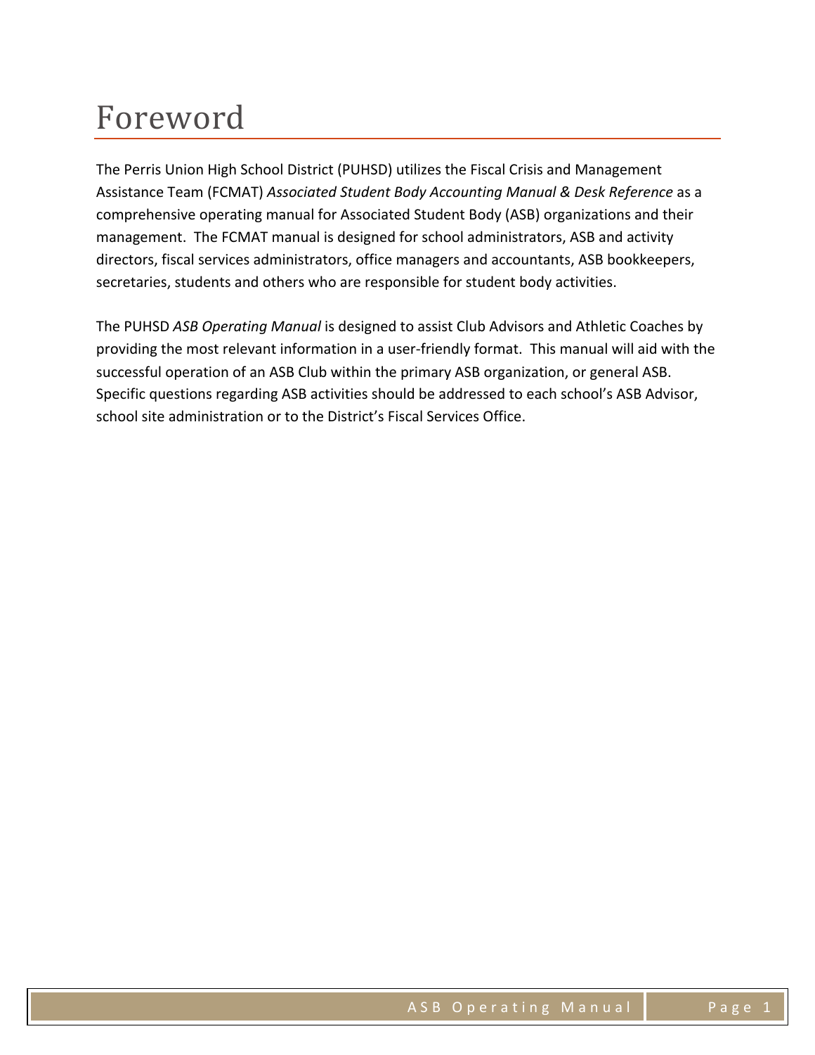# Foreword

The Perris Union High School District (PUHSD) utilizes the Fiscal Crisis and Management Assistance Team (FCMAT) *Associated Student Body Accounting Manual & Desk Reference* as a comprehensive operating manual for Associated Student Body (ASB) organizations and their management. The FCMAT manual is designed for school administrators, ASB and activity directors, fiscal services administrators, office managers and accountants, ASB bookkeepers, secretaries, students and others who are responsible for student body activities.

The PUHSD *ASB Operating Manual* is designed to assist Club Advisors and Athletic Coaches by providing the most relevant information in a user-friendly format. This manual will aid with the successful operation of an ASB Club within the primary ASB organization, or general ASB. Specific questions regarding ASB activities should be addressed to each school's ASB Advisor, school site administration or to the District's Fiscal Services Office.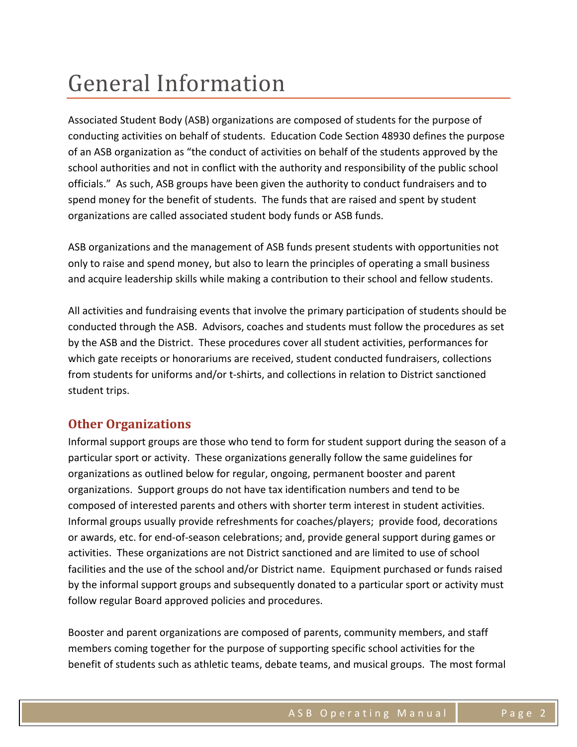# General Information

Associated Student Body (ASB) organizations are composed of students for the purpose of conducting activities on behalf of students. Education Code Section 48930 defines the purpose of an ASB organization as "the conduct of activities on behalf of the students approved by the school authorities and not in conflict with the authority and responsibility of the public school officials." As such, ASB groups have been given the authority to conduct fundraisers and to spend money for the benefit of students. The funds that are raised and spent by student organizations are called associated student body funds or ASB funds.

ASB organizations and the management of ASB funds present students with opportunities not only to raise and spend money, but also to learn the principles of operating a small business and acquire leadership skills while making a contribution to their school and fellow students.

All activities and fundraising events that involve the primary participation of students should be conducted through the ASB. Advisors, coaches and students must follow the procedures as set by the ASB and the District. These procedures cover all student activities, performances for which gate receipts or honorariums are received, student conducted fundraisers, collections from students for uniforms and/or t-shirts, and collections in relation to District sanctioned student trips.

## Other Organizations

Informal support groups are those who tend to form for student support during the season of a particular sport or activity. These organizations generally follow the same guidelines for organizations as outlined below for regular, ongoing, permanent booster and parent organizations. Support groups do not have tax identification numbers and tend to be composed of interested parents and others with shorter term interest in student activities. Informal groups usually provide refreshments for coaches/players; provide food, decorations or awards, etc. for end-of-season celebrations; and, provide general support during games or activities. These organizations are not District sanctioned and are limited to use of school facilities and the use of the school and/or District name. Equipment purchased or funds raised by the informal support groups and subsequently donated to a particular sport or activity must follow regular Board approved policies and procedures.

Booster and parent organizations are composed of parents, community members, and staff members coming together for the purpose of supporting specific school activities for the benefit of students such as athletic teams, debate teams, and musical groups. The most formal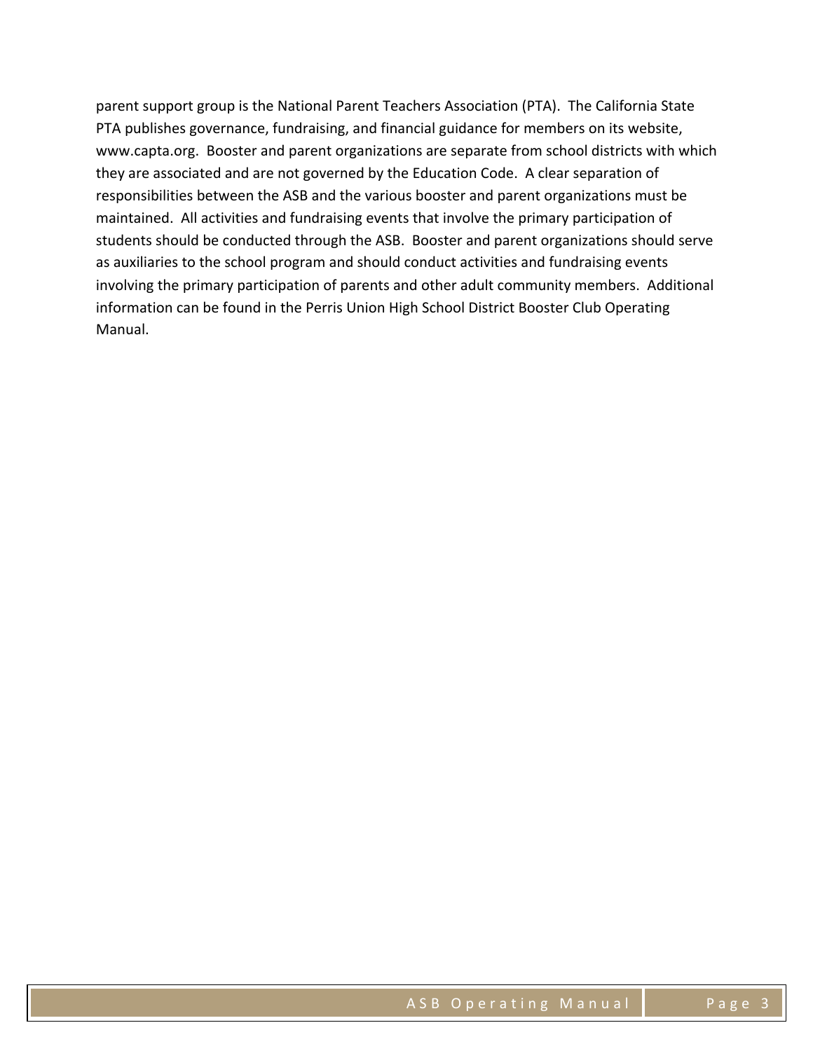parent support group is the National Parent Teachers Association (PTA). The California State PTA publishes governance, fundraising, and financial guidance for members on its website, www.capta.org. Booster and parent organizations are separate from school districts with which they are associated and are not governed by the Education Code. A clear separation of responsibilities between the ASB and the various booster and parent organizations must be maintained. All activities and fundraising events that involve the primary participation of students should be conducted through the ASB. Booster and parent organizations should serve as auxiliaries to the school program and should conduct activities and fundraising events involving the primary participation of parents and other adult community members. Additional information can be found in the Perris Union High School District Booster Club Operating Manual.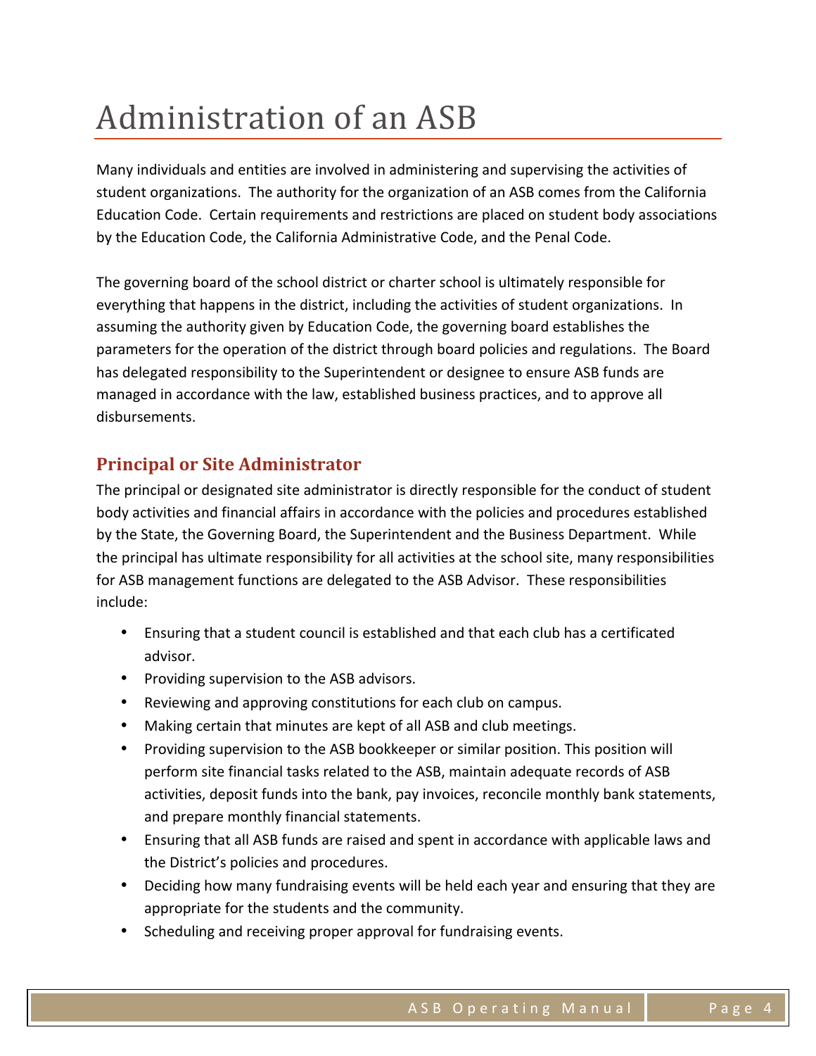# Administration of an ASB

Many individuals and entities are involved in administering and supervising the activities of student organizations. The authority for the organization of an ASB comes from the California Education Code. Certain requirements and restrictions are placed on student body associations by the Education Code, the California Administrative Code, and the Penal Code.

The governing board of the school district or charter school is ultimately responsible for everything that happens in the district, including the activities of student organizations. In assuming the authority given by Education Code, the governing board establishes the parameters for the operation of the district through board policies and regulations. The Board has delegated responsibility to the Superintendent or designee to ensure ASB funds are managed in accordance with the law, established business practices, and to approve all disbursements.

## Principal or Site Administrator

The principal or designated site administrator is directly responsible for the conduct of student body activities and financial affairs in accordance with the policies and procedures established by the State, the Governing Board, the Superintendent and the Business Department. While the principal has ultimate responsibility for all activities at the school site, many responsibilities for ASB management functions are delegated to the ASB Advisor. These responsibilities include:

- Ensuring that a student council is established and that each club has a certificated advisor.
- Providing supervision to the ASB advisors.
- Reviewing and approving constitutions for each club on campus.
- Making certain that minutes are kept of all ASB and club meetings.
- Providing supervision to the ASB bookkeeper or similar position. This position will perform site financial tasks related to the ASB, maintain adequate records of ASB activities, deposit funds into the bank, pay invoices, reconcile monthly bank statements, and prepare monthly financial statements.
- Ensuring that all ASB funds are raised and spent in accordance with applicable laws and the District's policies and procedures.
- Deciding how many fundraising events will be held each year and ensuring that they are appropriate for the students and the community.
- Scheduling and receiving proper approval for fundraising events.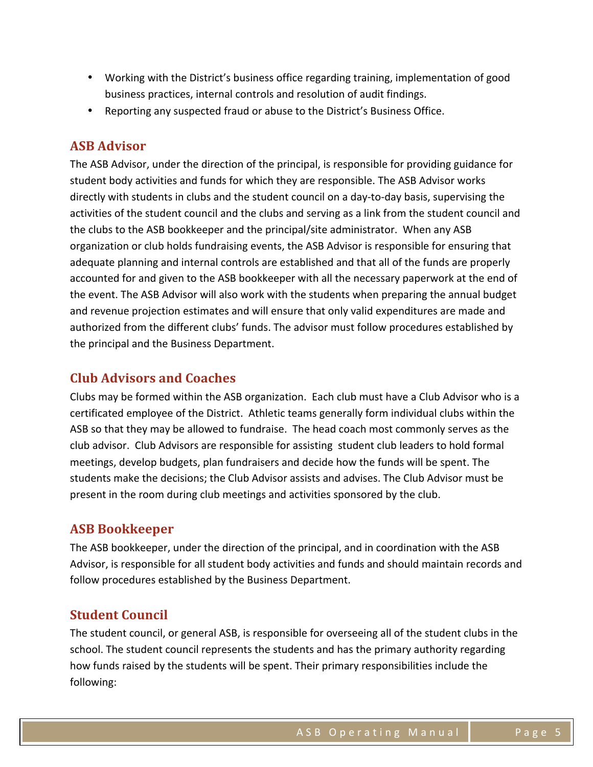- Working with the District's business office regarding training, implementation of good business practices, internal controls and resolution of audit findings.
- Reporting any suspected fraud or abuse to the District's Business Office.

## ASB Advisor

The ASB Advisor, under the direction of the principal, is responsible for providing guidance for student body activities and funds for which they are responsible. The ASB Advisor works directly with students in clubs and the student council on a day-to-day basis, supervising the activities of the student council and the clubs and serving as a link from the student council and the clubs to the ASB bookkeeper and the principal/site administrator. When any ASB organization or club holds fundraising events, the ASB Advisor is responsible for ensuring that adequate planning and internal controls are established and that all of the funds are properly accounted for and given to the ASB bookkeeper with all the necessary paperwork at the end of the event. The ASB Advisor will also work with the students when preparing the annual budget and revenue projection estimates and will ensure that only valid expenditures are made and authorized from the different clubs' funds. The advisor must follow procedures established by the principal and the Business Department.

## Club Advisors and Coaches

Clubs may be formed within the ASB organization. Each club must have a Club Advisor who is a certificated employee of the District. Athletic teams generally form individual clubs within the ASB so that they may be allowed to fundraise. The head coach most commonly serves as the club advisor. Club Advisors are responsible for assisting student club leaders to hold formal meetings, develop budgets, plan fundraisers and decide how the funds will be spent. The students make the decisions; the Club Advisor assists and advises. The Club Advisor must be present in the room during club meetings and activities sponsored by the club.

## ASB Bookkeeper

The ASB bookkeeper, under the direction of the principal, and in coordination with the ASB Advisor, is responsible for all student body activities and funds and should maintain records and follow procedures established by the Business Department.

## Student Council

The student council, or general ASB, is responsible for overseeing all of the student clubs in the school. The student council represents the students and has the primary authority regarding how funds raised by the students will be spent. Their primary responsibilities include the following: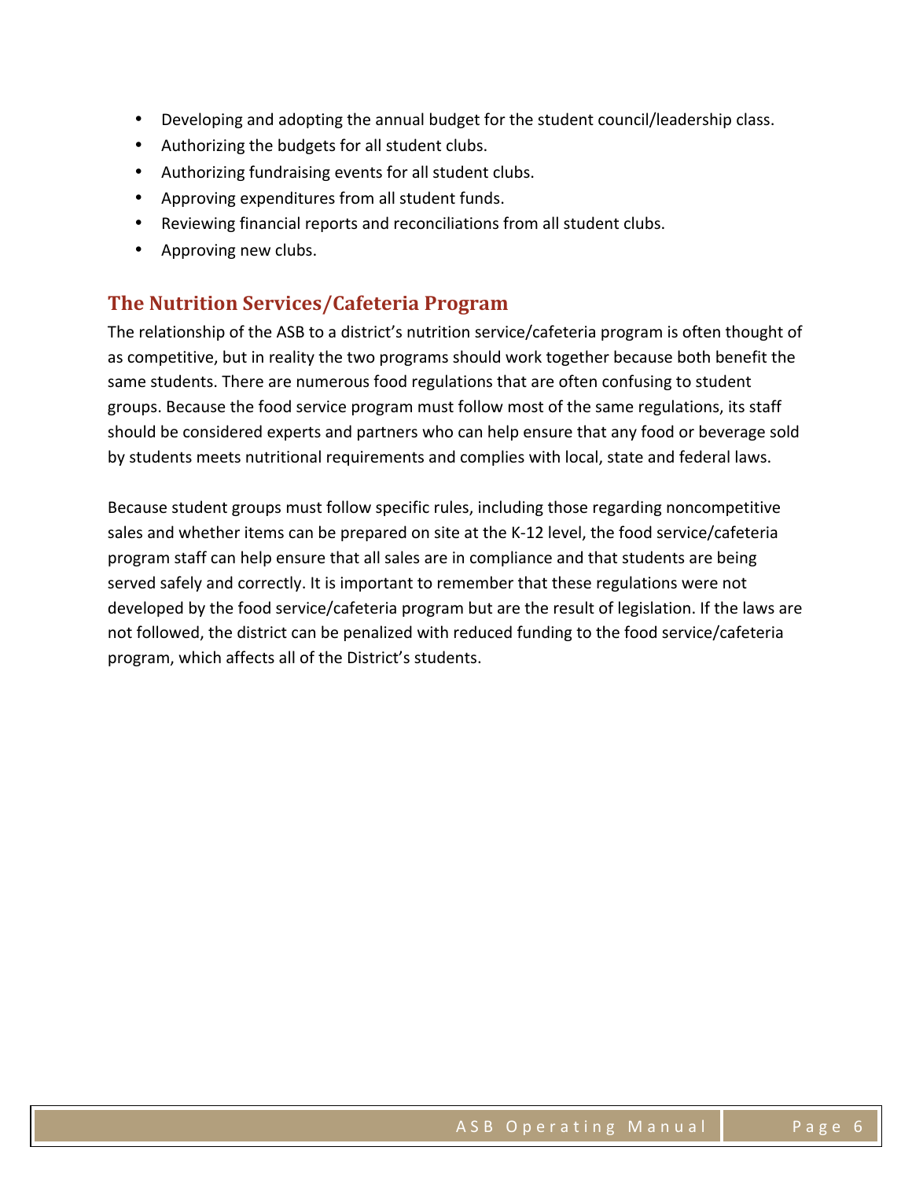- Developing and adopting the annual budget for the student council/leadership class.
- Authorizing the budgets for all student clubs.
- Authorizing fundraising events for all student clubs.
- Approving expenditures from all student funds.
- Reviewing financial reports and reconciliations from all student clubs.
- Approving new clubs.

## The Nutrition Services/Cafeteria Program

The relationship of the ASB to a district's nutrition service/cafeteria program is often thought of as competitive, but in reality the two programs should work together because both benefit the same students. There are numerous food regulations that are often confusing to student groups. Because the food service program must follow most of the same regulations, its staff should be considered experts and partners who can help ensure that any food or beverage sold by students meets nutritional requirements and complies with local, state and federal laws.

Because student groups must follow specific rules, including those regarding noncompetitive sales and whether items can be prepared on site at the K-12 level, the food service/cafeteria program staff can help ensure that all sales are in compliance and that students are being served safely and correctly. It is important to remember that these regulations were not developed by the food service/cafeteria program but are the result of legislation. If the laws are not followed, the district can be penalized with reduced funding to the food service/cafeteria program, which affects all of the District's students.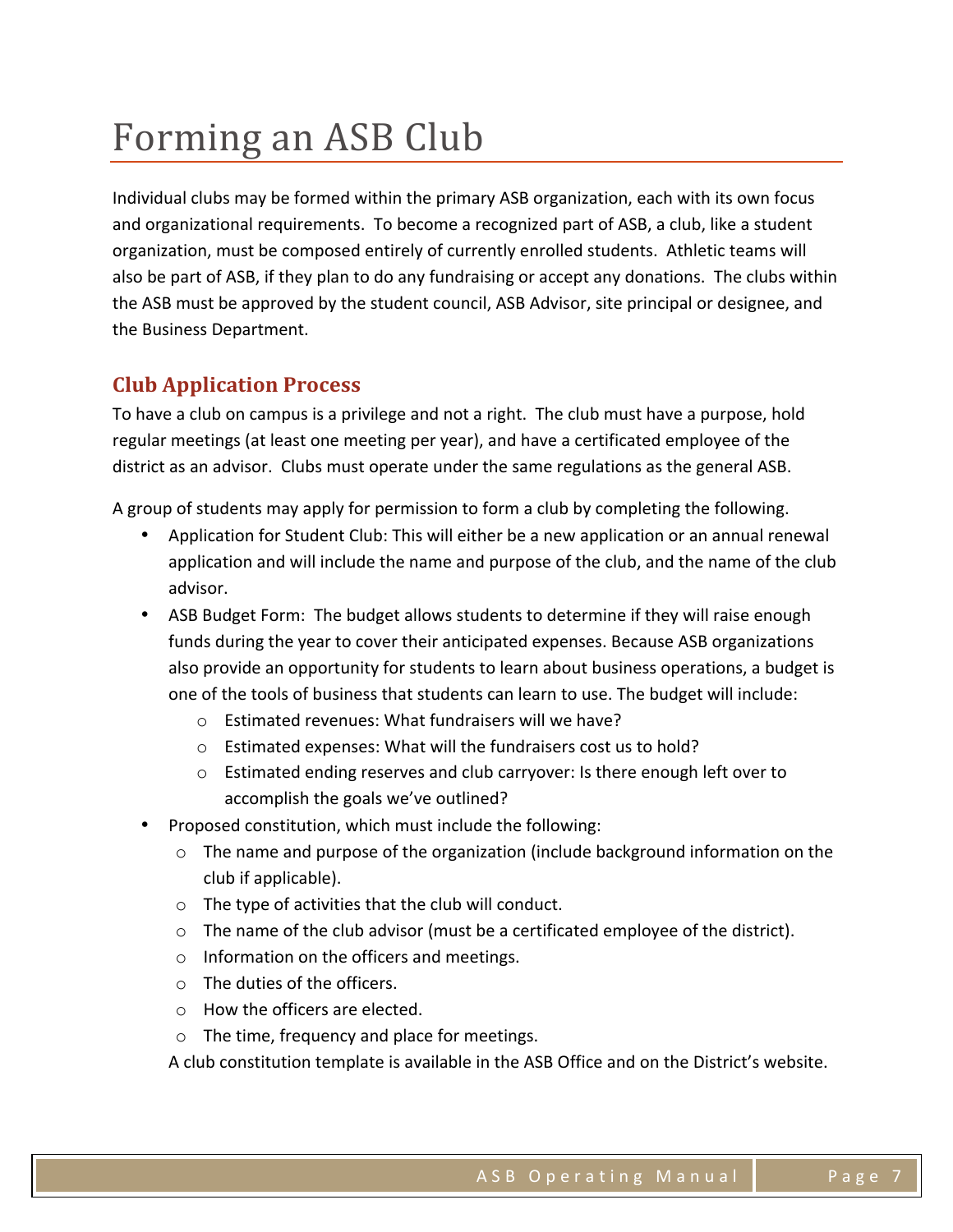# Forming an ASB Club

Individual clubs may be formed within the primary ASB organization, each with its own focus and organizational requirements. To become a recognized part of ASB, a club, like a student organization, must be composed entirely of currently enrolled students. Athletic teams will also be part of ASB, if they plan to do any fundraising or accept any donations. The clubs within the ASB must be approved by the student council, ASB Advisor, site principal or designee, and the Business Department.

## Club Application Process

To have a club on campus is a privilege and not a right. The club must have a purpose, hold regular meetings (at least one meeting per year), and have a certificated employee of the district as an advisor. Clubs must operate under the same regulations as the general ASB.

A group of students may apply for permission to form a club by completing the following.

- Application for Student Club: This will either be a new application or an annual renewal application and will include the name and purpose of the club, and the name of the club advisor.
- ASB Budget Form: The budget allows students to determine if they will raise enough funds during the year to cover their anticipated expenses. Because ASB organizations also provide an opportunity for students to learn about business operations, a budget is one of the tools of business that students can learn to use. The budget will include:
  - Estimated revenues: What fundraisers will we have?
  - Estimated expenses: What will the fundraisers cost us to hold?
  - Estimated ending reserves and club carryover: Is there enough left over to accomplish the goals we've outlined?
- Proposed constitution, which must include the following:
  - The name and purpose of the organization (include background information on the club if applicable).
  - The type of activities that the club will conduct.
  - The name of the club advisor (must be a certificated employee of the district).
  - Information on the officers and meetings.
  - The duties of the officers.
  - How the officers are elected.
  - The time, frequency and place for meetings.

  A club constitution template is available in the ASB Office and on the District's website.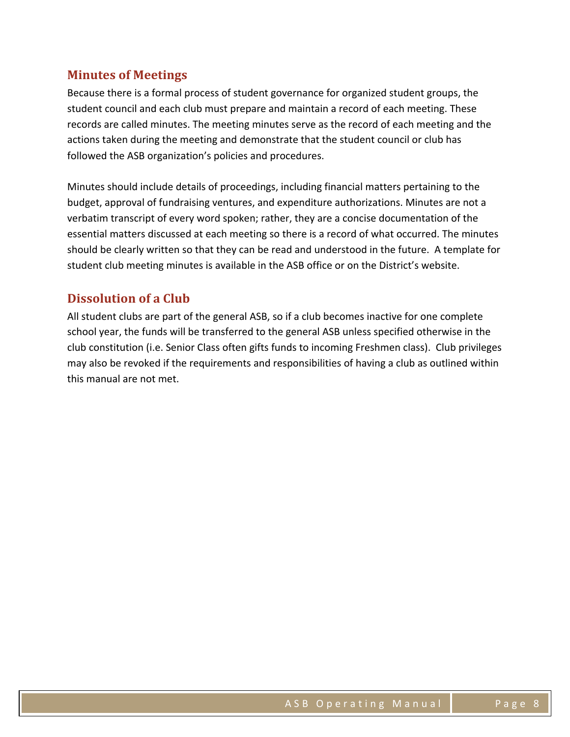## Minutes of Meetings

Because there is a formal process of student governance for organized student groups, the student council and each club must prepare and maintain a record of each meeting. These records are called minutes. The meeting minutes serve as the record of each meeting and the actions taken during the meeting and demonstrate that the student council or club has followed the ASB organization's policies and procedures.

Minutes should include details of proceedings, including financial matters pertaining to the budget, approval of fundraising ventures, and expenditure authorizations. Minutes are not a verbatim transcript of every word spoken; rather, they are a concise documentation of the essential matters discussed at each meeting so there is a record of what occurred. The minutes should be clearly written so that they can be read and understood in the future. A template for student club meeting minutes is available in the ASB office or on the District's website.

## Dissolution of a Club

All student clubs are part of the general ASB, so if a club becomes inactive for one complete school year, the funds will be transferred to the general ASB unless specified otherwise in the club constitution (i.e. Senior Class often gifts funds to incoming Freshmen class). Club privileges may also be revoked if the requirements and responsibilities of having a club as outlined within this manual are not met.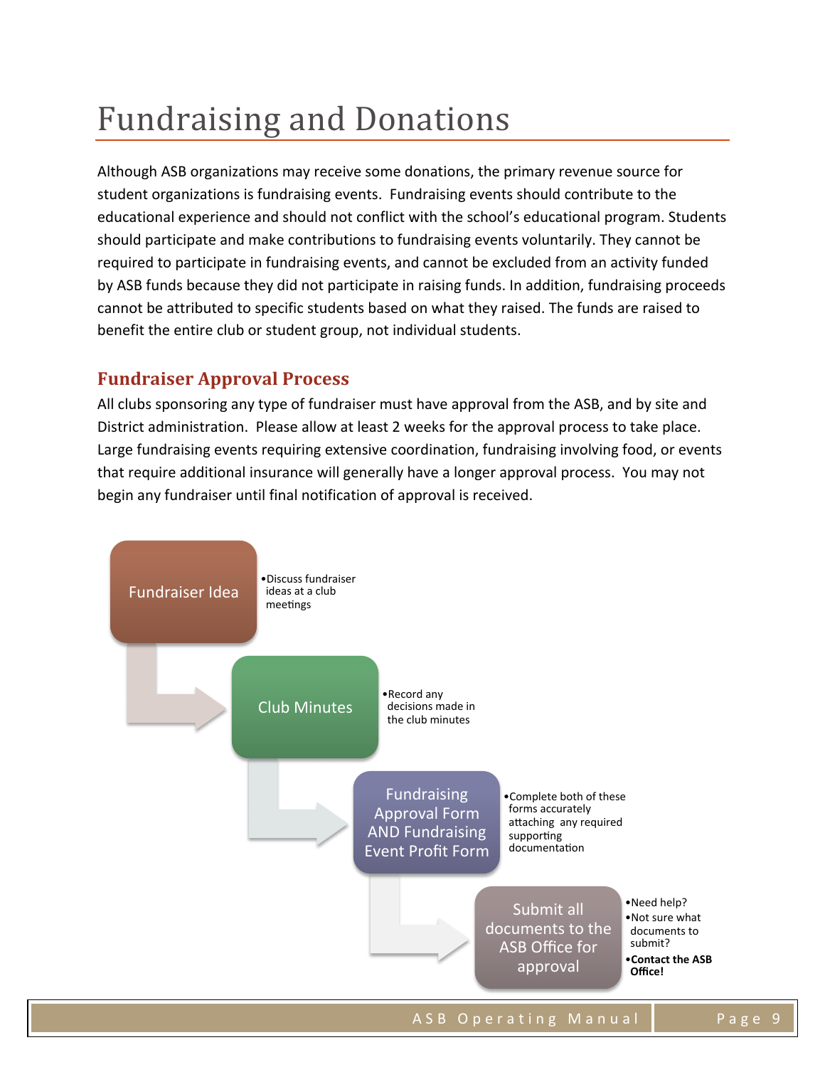# Fundraising and Donations

Although ASB organizations may receive some donations, the primary revenue source for student organizations is fundraising events. Fundraising events should contribute to the educational experience and should not conflict with the school's educational program. Students should participate and make contributions to fundraising events voluntarily. They cannot be required to participate in fundraising events, and cannot be excluded from an activity funded by ASB funds because they did not participate in raising funds. In addition, fundraising proceeds cannot be attributed to specific students based on what they raised. The funds are raised to benefit the entire club or student group, not individual students.

## Fundraiser Approval Process

All clubs sponsoring any type of fundraiser must have approval from the ASB, and by site and District administration. Please allow at least 2 weeks for the approval process to take place. Large fundraising events requiring extensive coordination, fundraising involving food, or events that require additional insurance will generally have a longer approval process. You may not begin any fundraiser until final notification of approval is received.

**Fundraiser Idea**

- Discuss fundraiser ideas at a club meetings

**Club Minutes**

- Record any decisions made in the club minutes

**Fundraising Approval Form AND Fundraising Event Profit Form**

- Complete both of these forms accurately attaching any required supporting documentation

**Submit all documents to the ASB Office for approval**

- Need help?
- Not sure what documents to submit?
- **Contact the ASB Office!**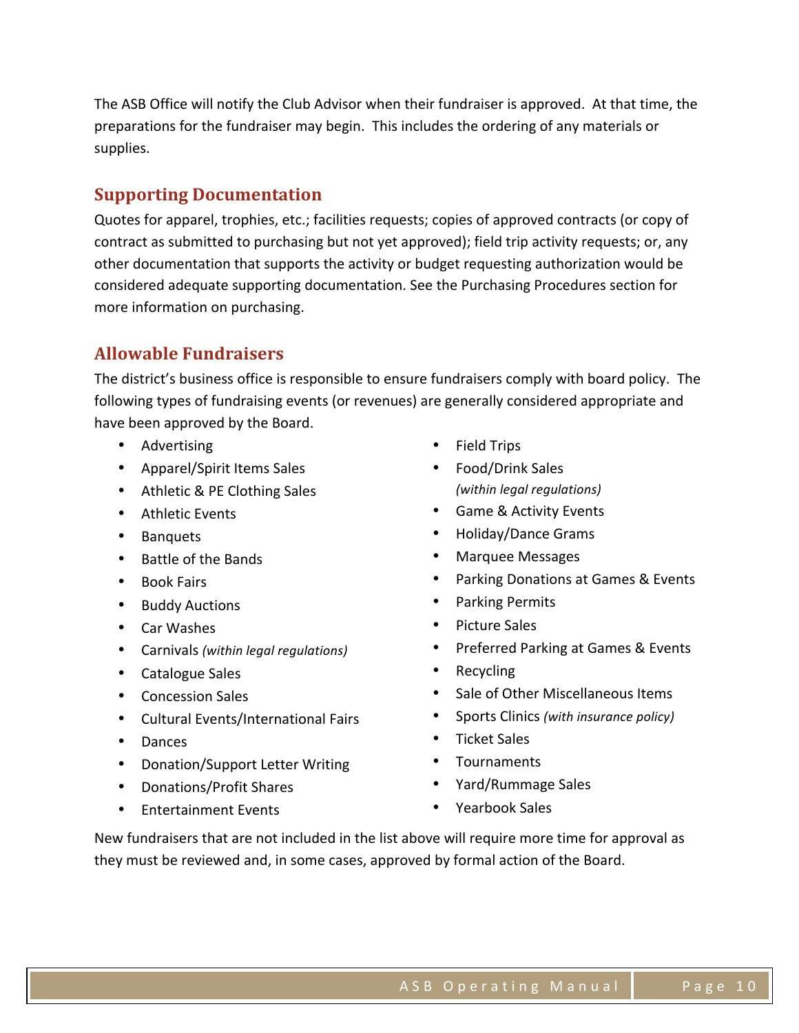The ASB Office will notify the Club Advisor when their fundraiser is approved. At that time, the preparations for the fundraiser may begin. This includes the ordering of any materials or supplies.

## Supporting Documentation

Quotes for apparel, trophies, etc.; facilities requests; copies of approved contracts (or copy of contract as submitted to purchasing but not yet approved); field trip activity requests; or, any other documentation that supports the activity or budget requesting authorization would be considered adequate supporting documentation. See the Purchasing Procedures section for more information on purchasing.

## Allowable Fundraisers

The district's business office is responsible to ensure fundraisers comply with board policy. The following types of fundraising events (or revenues) are generally considered appropriate and have been approved by the Board.

- Advertising
- Apparel/Spirit Items Sales
- Athletic & PE Clothing Sales
- Athletic Events
- Banquets
- Battle of the Bands
- Book Fairs
- Buddy Auctions
- Car Washes
- Carnivals *(within legal regulations)*
- Catalogue Sales
- Concession Sales
- Cultural Events/International Fairs
- Dances
- Donation/Support Letter Writing
- Donations/Profit Shares
- Entertainment Events
- Field Trips
- Food/Drink Sales *(within legal regulations)*
- Game & Activity Events
- Holiday/Dance Grams
- Marquee Messages
- Parking Donations at Games & Events
- Parking Permits
- Picture Sales
- Preferred Parking at Games & Events
- Recycling
- Sale of Other Miscellaneous Items
- Sports Clinics *(with insurance policy)*
- Ticket Sales
- Tournaments
- Yard/Rummage Sales
- Yearbook Sales

New fundraisers that are not included in the list above will require more time for approval as they must be reviewed and, in some cases, approved by formal action of the Board.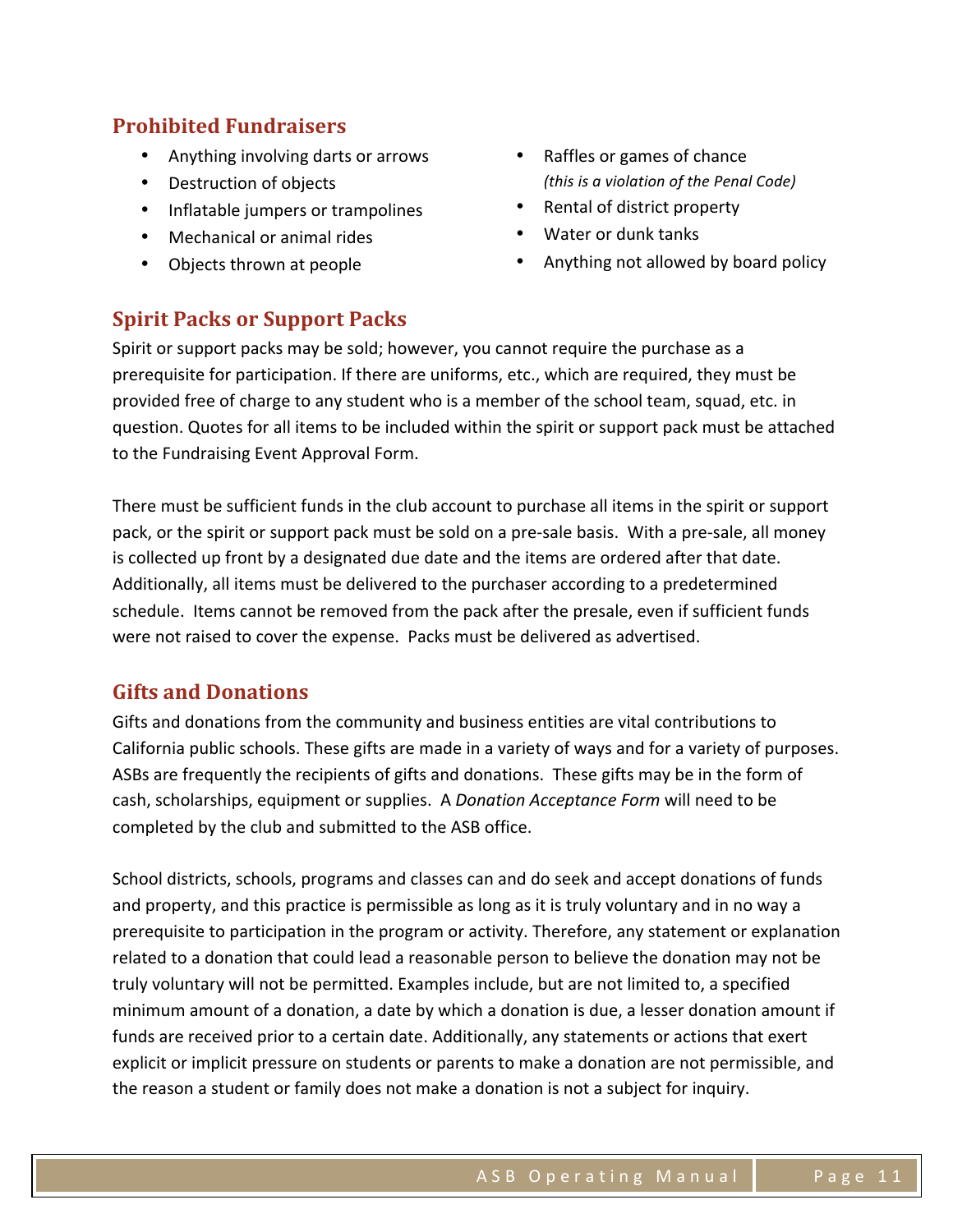## Prohibited Fundraisers

- Anything involving darts or arrows
- Destruction of objects
- Inflatable jumpers or trampolines
- Mechanical or animal rides
- Objects thrown at people
- Raffles or games of chance *(this is a violation of the Penal Code)*
- Rental of district property
- Water or dunk tanks
- Anything not allowed by board policy

## Spirit Packs or Support Packs

Spirit or support packs may be sold; however, you cannot require the purchase as a prerequisite for participation. If there are uniforms, etc., which are required, they must be provided free of charge to any student who is a member of the school team, squad, etc. in question. Quotes for all items to be included within the spirit or support pack must be attached to the Fundraising Event Approval Form.

There must be sufficient funds in the club account to purchase all items in the spirit or support pack, or the spirit or support pack must be sold on a pre-sale basis. With a pre-sale, all money is collected up front by a designated due date and the items are ordered after that date. Additionally, all items must be delivered to the purchaser according to a predetermined schedule. Items cannot be removed from the pack after the presale, even if sufficient funds were not raised to cover the expense. Packs must be delivered as advertised.

## Gifts and Donations

Gifts and donations from the community and business entities are vital contributions to California public schools. These gifts are made in a variety of ways and for a variety of purposes. ASBs are frequently the recipients of gifts and donations. These gifts may be in the form of cash, scholarships, equipment or supplies. A *Donation Acceptance Form* will need to be completed by the club and submitted to the ASB office.

School districts, schools, programs and classes can and do seek and accept donations of funds and property, and this practice is permissible as long as it is truly voluntary and in no way a prerequisite to participation in the program or activity. Therefore, any statement or explanation related to a donation that could lead a reasonable person to believe the donation may not be truly voluntary will not be permitted. Examples include, but are not limited to, a specified minimum amount of a donation, a date by which a donation is due, a lesser donation amount if funds are received prior to a certain date. Additionally, any statements or actions that exert explicit or implicit pressure on students or parents to make a donation are not permissible, and the reason a student or family does not make a donation is not a subject for inquiry.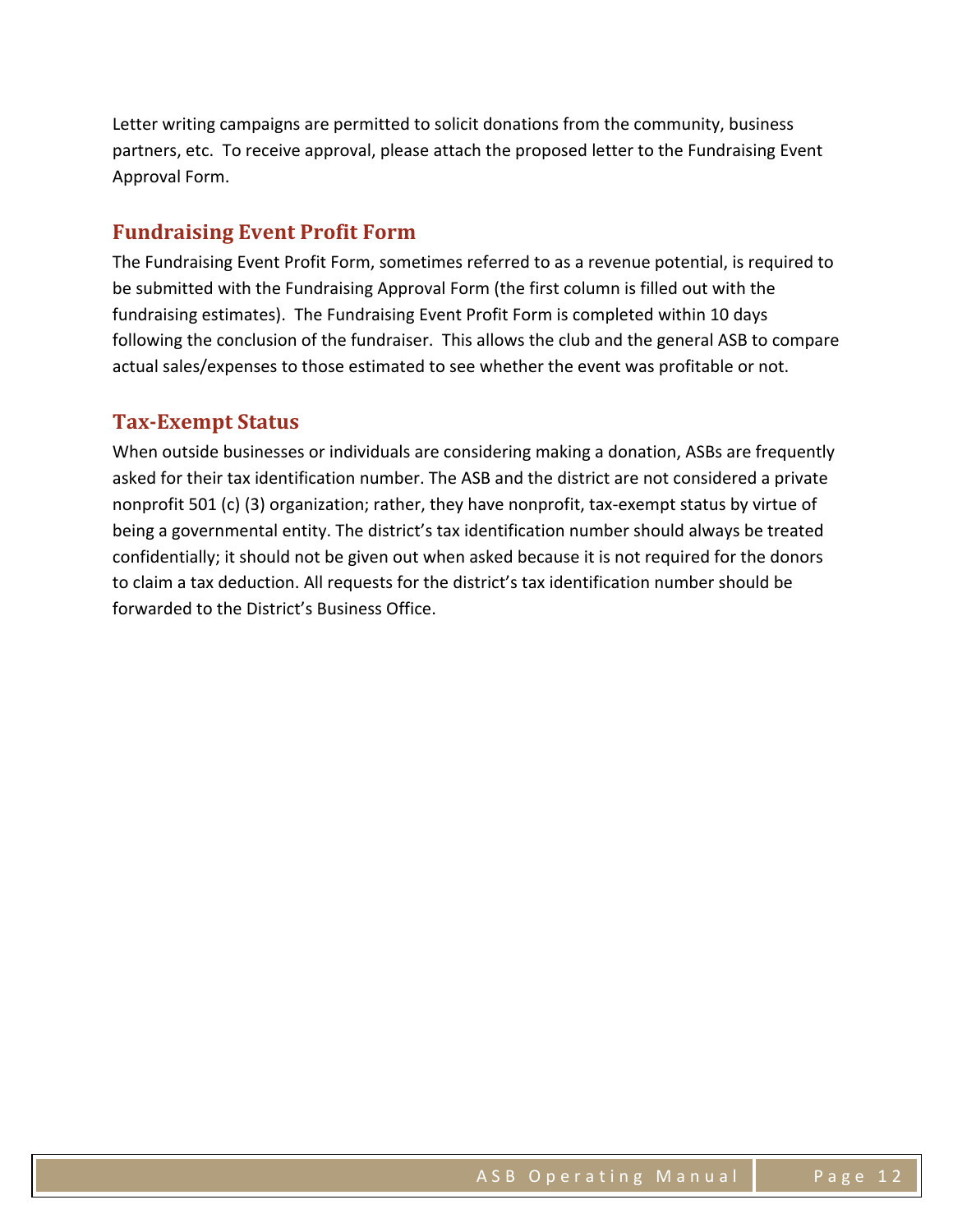Letter writing campaigns are permitted to solicit donations from the community, business partners, etc.  To receive approval, please attach the proposed letter to the Fundraising Event Approval Form.

## Fundraising Event Profit Form

The Fundraising Event Profit Form, sometimes referred to as a revenue potential, is required to be submitted with the Fundraising Approval Form (the first column is filled out with the fundraising estimates).  The Fundraising Event Profit Form is completed within 10 days following the conclusion of the fundraiser.  This allows the club and the general ASB to compare actual sales/expenses to those estimated to see whether the event was profitable or not.

## Tax-Exempt Status

When outside businesses or individuals are considering making a donation, ASBs are frequently asked for their tax identification number. The ASB and the district are not considered a private nonprofit 501 (c) (3) organization; rather, they have nonprofit, tax-exempt status by virtue of being a governmental entity. The district's tax identification number should always be treated confidentially; it should not be given out when asked because it is not required for the donors to claim a tax deduction. All requests for the district's tax identification number should be forwarded to the District's Business Office.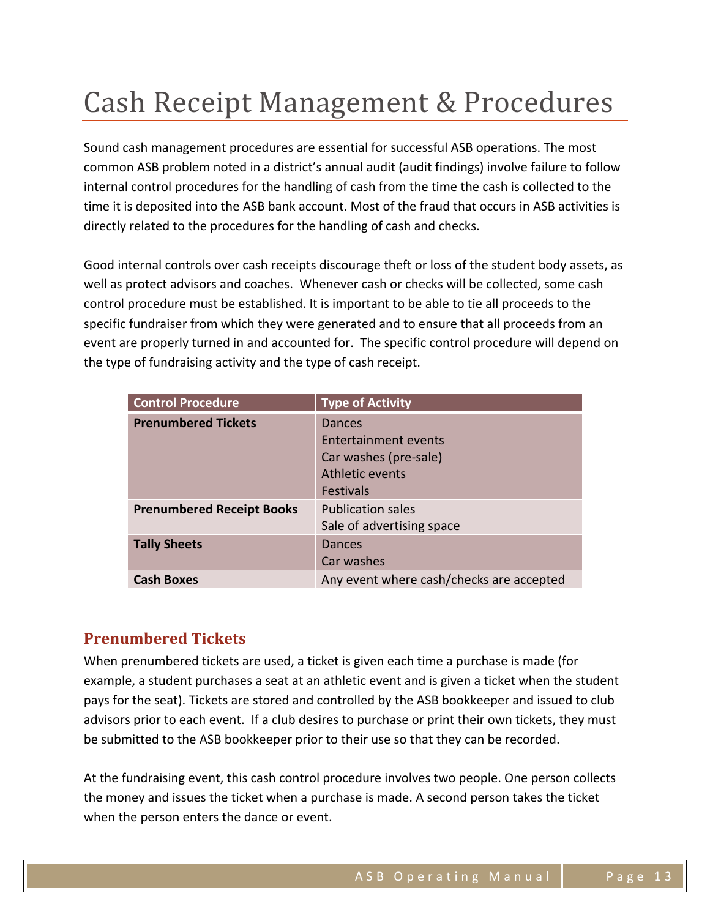# Cash Receipt Management & Procedures

Sound cash management procedures are essential for successful ASB operations. The most common ASB problem noted in a district's annual audit (audit findings) involve failure to follow internal control procedures for the handling of cash from the time the cash is collected to the time it is deposited into the ASB bank account. Most of the fraud that occurs in ASB activities is directly related to the procedures for the handling of cash and checks.

Good internal controls over cash receipts discourage theft or loss of the student body assets, as well as protect advisors and coaches. Whenever cash or checks will be collected, some cash control procedure must be established. It is important to be able to tie all proceeds to the specific fundraiser from which they were generated and to ensure that all proceeds from an event are properly turned in and accounted for. The specific control procedure will depend on the type of fundraising activity and the type of cash receipt.

| Control Procedure | Type of Activity |
|---|---|
| **Prenumbered Tickets** | Dances<br>Entertainment events<br>Car washes (pre-sale)<br>Athletic events<br>Festivals |
| **Prenumbered Receipt Books** | Publication sales<br>Sale of advertising space |
| **Tally Sheets** | Dances<br>Car washes |
| **Cash Boxes** | Any event where cash/checks are accepted |

## Prenumbered Tickets

When prenumbered tickets are used, a ticket is given each time a purchase is made (for example, a student purchases a seat at an athletic event and is given a ticket when the student pays for the seat). Tickets are stored and controlled by the ASB bookkeeper and issued to club advisors prior to each event. If a club desires to purchase or print their own tickets, they must be submitted to the ASB bookkeeper prior to their use so that they can be recorded.

At the fundraising event, this cash control procedure involves two people. One person collects the money and issues the ticket when a purchase is made. A second person takes the ticket when the person enters the dance or event.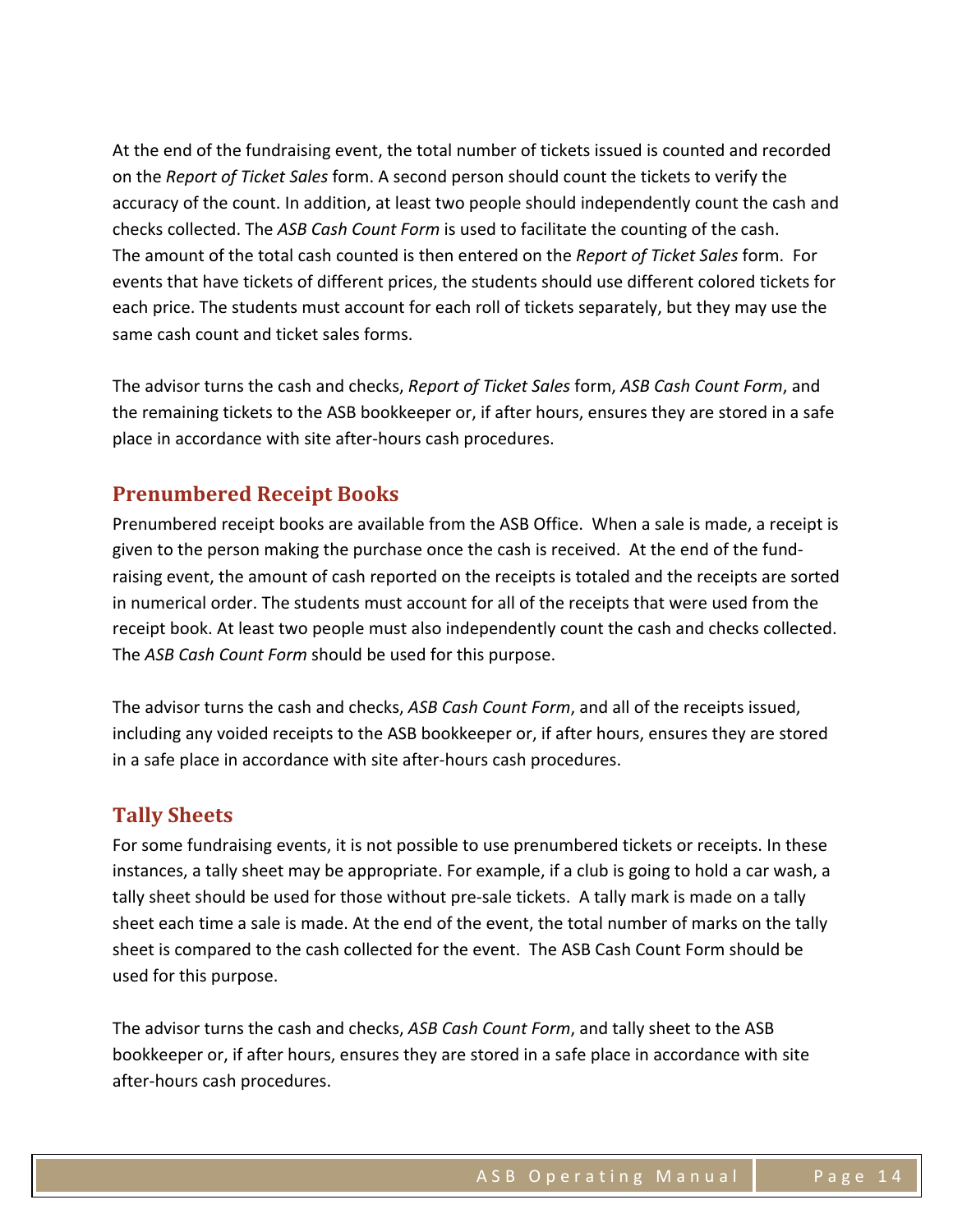At the end of the fundraising event, the total number of tickets issued is counted and recorded on the *Report of Ticket Sales* form. A second person should count the tickets to verify the accuracy of the count. In addition, at least two people should independently count the cash and checks collected. The *ASB Cash Count Form* is used to facilitate the counting of the cash. The amount of the total cash counted is then entered on the *Report of Ticket Sales* form. For events that have tickets of different prices, the students should use different colored tickets for each price. The students must account for each roll of tickets separately, but they may use the same cash count and ticket sales forms.

The advisor turns the cash and checks, *Report of Ticket Sales* form, *ASB Cash Count Form*, and the remaining tickets to the ASB bookkeeper or, if after hours, ensures they are stored in a safe place in accordance with site after-hours cash procedures.

## Prenumbered Receipt Books

Prenumbered receipt books are available from the ASB Office. When a sale is made, a receipt is given to the person making the purchase once the cash is received. At the end of the fund-raising event, the amount of cash reported on the receipts is totaled and the receipts are sorted in numerical order. The students must account for all of the receipts that were used from the receipt book. At least two people must also independently count the cash and checks collected. The *ASB Cash Count Form* should be used for this purpose.

The advisor turns the cash and checks, *ASB Cash Count Form*, and all of the receipts issued, including any voided receipts to the ASB bookkeeper or, if after hours, ensures they are stored in a safe place in accordance with site after-hours cash procedures.

## Tally Sheets

For some fundraising events, it is not possible to use prenumbered tickets or receipts. In these instances, a tally sheet may be appropriate. For example, if a club is going to hold a car wash, a tally sheet should be used for those without pre-sale tickets. A tally mark is made on a tally sheet each time a sale is made. At the end of the event, the total number of marks on the tally sheet is compared to the cash collected for the event. The ASB Cash Count Form should be used for this purpose.

The advisor turns the cash and checks, *ASB Cash Count Form*, and tally sheet to the ASB bookkeeper or, if after hours, ensures they are stored in a safe place in accordance with site after-hours cash procedures.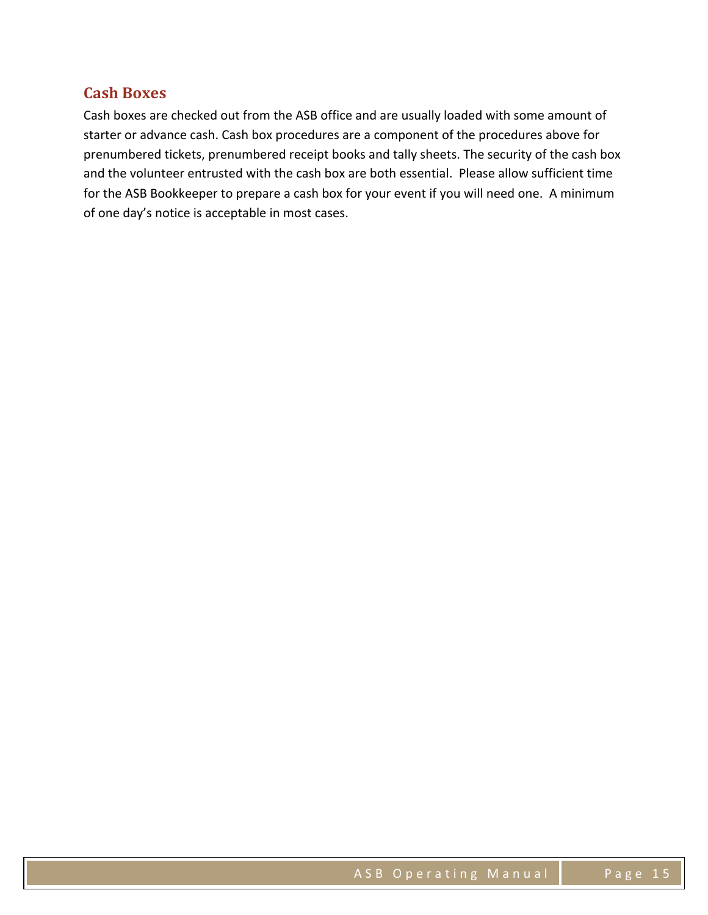## Cash Boxes

Cash boxes are checked out from the ASB office and are usually loaded with some amount of starter or advance cash. Cash box procedures are a component of the procedures above for prenumbered tickets, prenumbered receipt books and tally sheets. The security of the cash box and the volunteer entrusted with the cash box are both essential. Please allow sufficient time for the ASB Bookkeeper to prepare a cash box for your event if you will need one. A minimum of one day's notice is acceptable in most cases.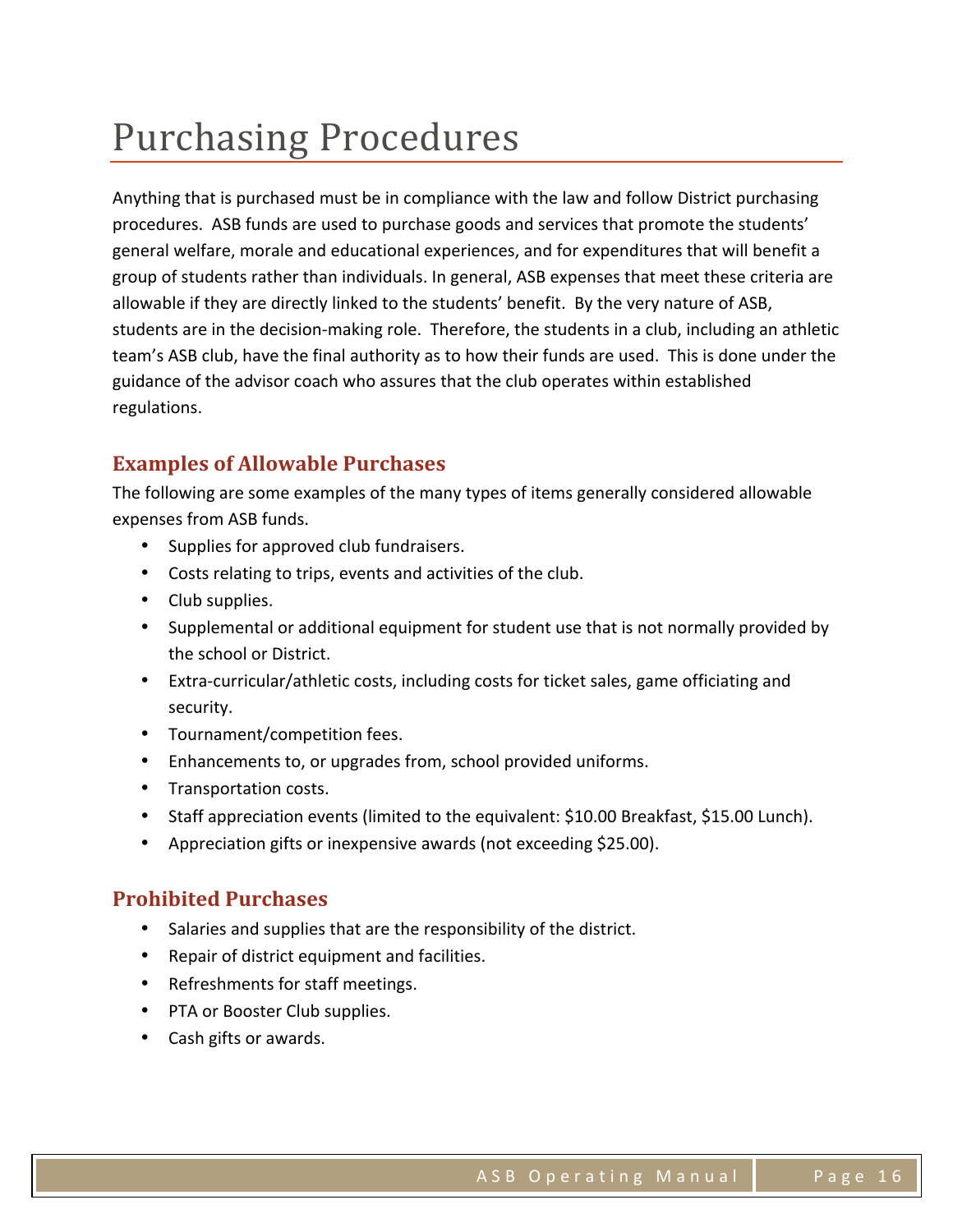# Purchasing Procedures

Anything that is purchased must be in compliance with the law and follow District purchasing procedures. ASB funds are used to purchase goods and services that promote the students' general welfare, morale and educational experiences, and for expenditures that will benefit a group of students rather than individuals. In general, ASB expenses that meet these criteria are allowable if they are directly linked to the students' benefit. By the very nature of ASB, students are in the decision-making role. Therefore, the students in a club, including an athletic team's ASB club, have the final authority as to how their funds are used. This is done under the guidance of the advisor coach who assures that the club operates within established regulations.

## Examples of Allowable Purchases

The following are some examples of the many types of items generally considered allowable expenses from ASB funds.

- Supplies for approved club fundraisers.
- Costs relating to trips, events and activities of the club.
- Club supplies.
- Supplemental or additional equipment for student use that is not normally provided by the school or District.
- Extra-curricular/athletic costs, including costs for ticket sales, game officiating and security.
- Tournament/competition fees.
- Enhancements to, or upgrades from, school provided uniforms.
- Transportation costs.
- Staff appreciation events (limited to the equivalent: $10.00 Breakfast, $15.00 Lunch).
- Appreciation gifts or inexpensive awards (not exceeding $25.00).

## Prohibited Purchases

- Salaries and supplies that are the responsibility of the district.
- Repair of district equipment and facilities.
- Refreshments for staff meetings.
- PTA or Booster Club supplies.
- Cash gifts or awards.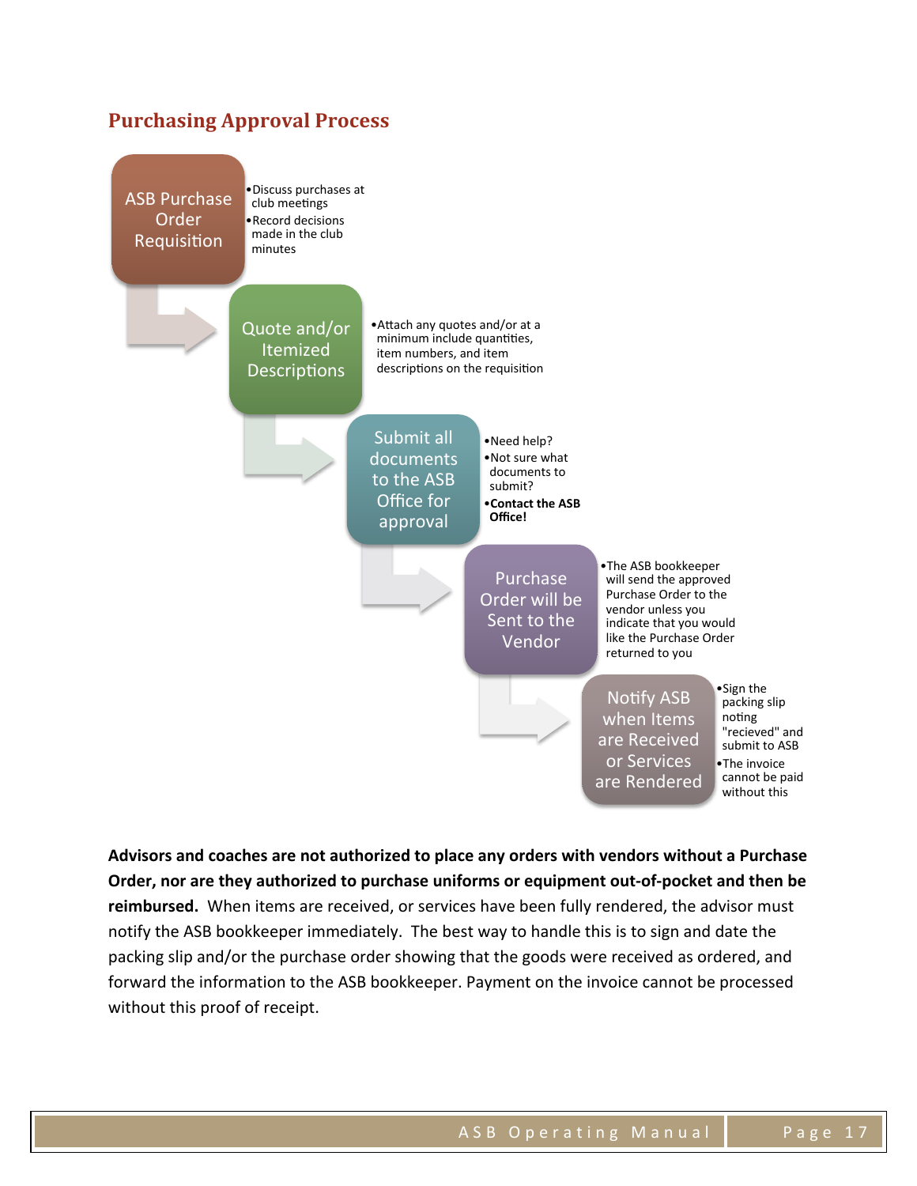## Purchasing Approval Process

**ASB Purchase Order Requisition**
- Discuss purchases at club meetings
- Record decisions made in the club minutes

**Quote and/or Itemized Descriptions**
- Attach any quotes and/or at a minimum include quantities, item numbers, and item descriptions on the requisition

**Submit all documents to the ASB Office for approval**
- Need help?
- Not sure what documents to submit?
- **Contact the ASB Office!**

**Purchase Order will be Sent to the Vendor**
- The ASB bookkeeper will send the approved Purchase Order to the vendor unless you indicate that you would like the Purchase Order returned to you

**Notify ASB when Items are Received or Services are Rendered**
- Sign the packing slip noting "recieved" and submit to ASB
- The invoice cannot be paid without this

**Advisors and coaches are not authorized to place any orders with vendors without a Purchase Order, nor are they authorized to purchase uniforms or equipment out-of-pocket and then be reimbursed.** When items are received, or services have been fully rendered, the advisor must notify the ASB bookkeeper immediately. The best way to handle this is to sign and date the packing slip and/or the purchase order showing that the goods were received as ordered, and forward the information to the ASB bookkeeper. Payment on the invoice cannot be processed without this proof of receipt.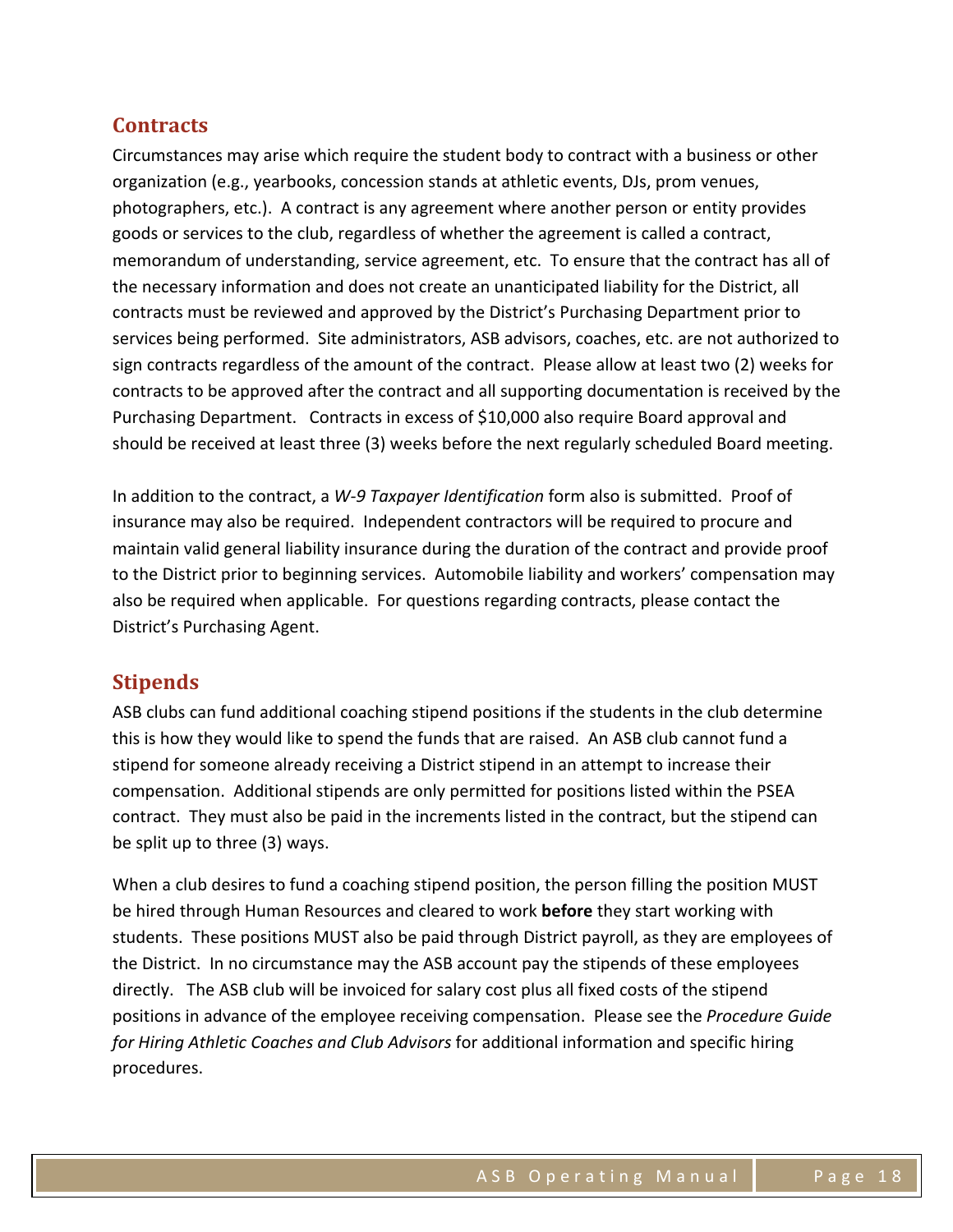## Contracts

Circumstances may arise which require the student body to contract with a business or other organization (e.g., yearbooks, concession stands at athletic events, DJs, prom venues, photographers, etc.). A contract is any agreement where another person or entity provides goods or services to the club, regardless of whether the agreement is called a contract, memorandum of understanding, service agreement, etc. To ensure that the contract has all of the necessary information and does not create an unanticipated liability for the District, all contracts must be reviewed and approved by the District's Purchasing Department prior to services being performed. Site administrators, ASB advisors, coaches, etc. are not authorized to sign contracts regardless of the amount of the contract. Please allow at least two (2) weeks for contracts to be approved after the contract and all supporting documentation is received by the Purchasing Department. Contracts in excess of $10,000 also require Board approval and should be received at least three (3) weeks before the next regularly scheduled Board meeting.

In addition to the contract, a *W-9 Taxpayer Identification* form also is submitted. Proof of insurance may also be required. Independent contractors will be required to procure and maintain valid general liability insurance during the duration of the contract and provide proof to the District prior to beginning services. Automobile liability and workers' compensation may also be required when applicable. For questions regarding contracts, please contact the District's Purchasing Agent.

## Stipends

ASB clubs can fund additional coaching stipend positions if the students in the club determine this is how they would like to spend the funds that are raised. An ASB club cannot fund a stipend for someone already receiving a District stipend in an attempt to increase their compensation. Additional stipends are only permitted for positions listed within the PSEA contract. They must also be paid in the increments listed in the contract, but the stipend can be split up to three (3) ways.

When a club desires to fund a coaching stipend position, the person filling the position MUST be hired through Human Resources and cleared to work **before** they start working with students. These positions MUST also be paid through District payroll, as they are employees of the District. In no circumstance may the ASB account pay the stipends of these employees directly. The ASB club will be invoiced for salary cost plus all fixed costs of the stipend positions in advance of the employee receiving compensation. Please see the *Procedure Guide for Hiring Athletic Coaches and Club Advisors* for additional information and specific hiring procedures.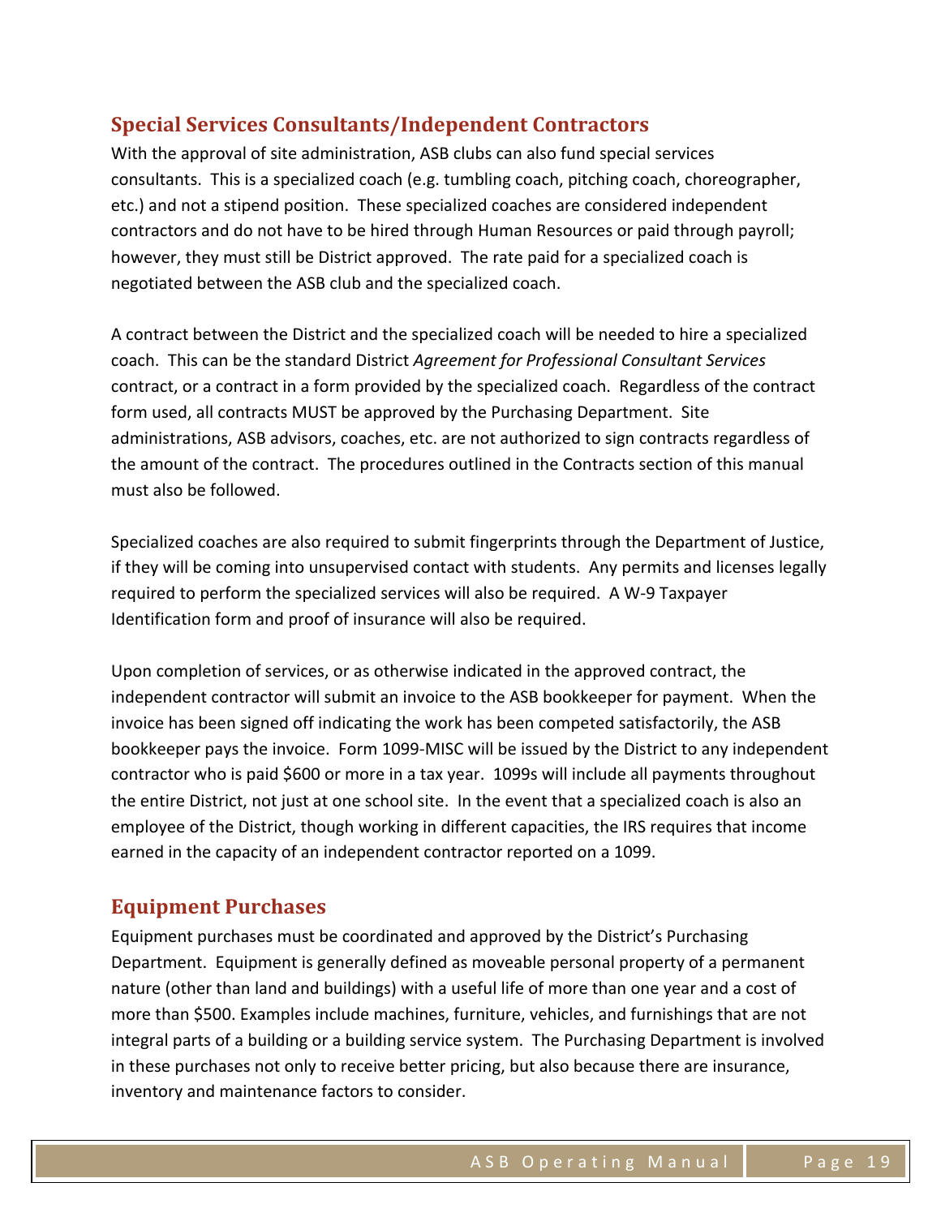## Special Services Consultants/Independent Contractors

With the approval of site administration, ASB clubs can also fund special services consultants. This is a specialized coach (e.g. tumbling coach, pitching coach, choreographer, etc.) and not a stipend position. These specialized coaches are considered independent contractors and do not have to be hired through Human Resources or paid through payroll; however, they must still be District approved. The rate paid for a specialized coach is negotiated between the ASB club and the specialized coach.

A contract between the District and the specialized coach will be needed to hire a specialized coach. This can be the standard District *Agreement for Professional Consultant Services* contract, or a contract in a form provided by the specialized coach. Regardless of the contract form used, all contracts MUST be approved by the Purchasing Department. Site administrations, ASB advisors, coaches, etc. are not authorized to sign contracts regardless of the amount of the contract. The procedures outlined in the Contracts section of this manual must also be followed.

Specialized coaches are also required to submit fingerprints through the Department of Justice, if they will be coming into unsupervised contact with students. Any permits and licenses legally required to perform the specialized services will also be required. A W-9 Taxpayer Identification form and proof of insurance will also be required.

Upon completion of services, or as otherwise indicated in the approved contract, the independent contractor will submit an invoice to the ASB bookkeeper for payment. When the invoice has been signed off indicating the work has been competed satisfactorily, the ASB bookkeeper pays the invoice. Form 1099-MISC will be issued by the District to any independent contractor who is paid $600 or more in a tax year. 1099s will include all payments throughout the entire District, not just at one school site. In the event that a specialized coach is also an employee of the District, though working in different capacities, the IRS requires that income earned in the capacity of an independent contractor reported on a 1099.

## Equipment Purchases

Equipment purchases must be coordinated and approved by the District's Purchasing Department. Equipment is generally defined as moveable personal property of a permanent nature (other than land and buildings) with a useful life of more than one year and a cost of more than $500. Examples include machines, furniture, vehicles, and furnishings that are not integral parts of a building or a building service system. The Purchasing Department is involved in these purchases not only to receive better pricing, but also because there are insurance, inventory and maintenance factors to consider.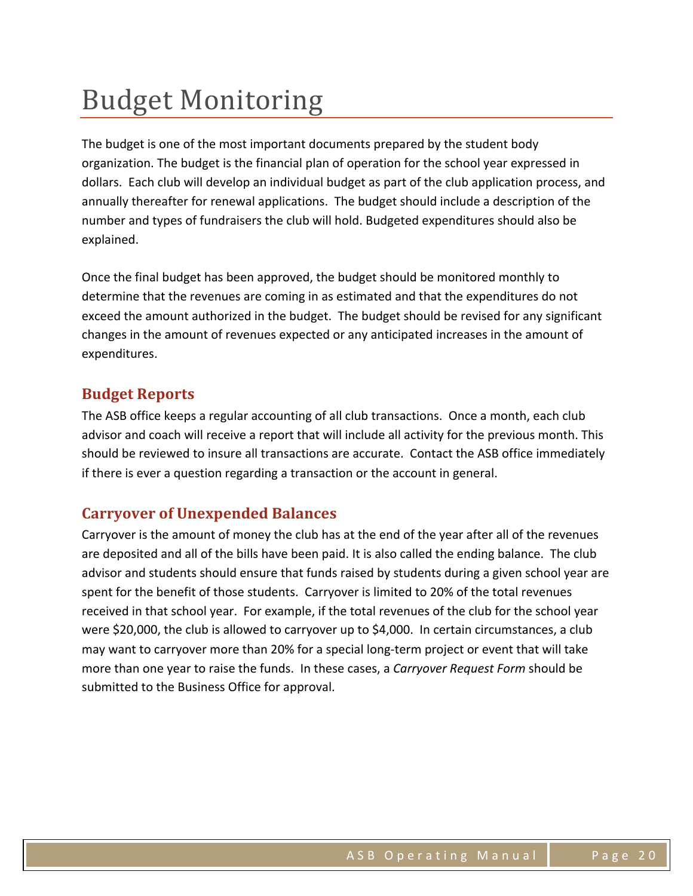# Budget Monitoring

The budget is one of the most important documents prepared by the student body organization. The budget is the financial plan of operation for the school year expressed in dollars. Each club will develop an individual budget as part of the club application process, and annually thereafter for renewal applications. The budget should include a description of the number and types of fundraisers the club will hold. Budgeted expenditures should also be explained.

Once the final budget has been approved, the budget should be monitored monthly to determine that the revenues are coming in as estimated and that the expenditures do not exceed the amount authorized in the budget. The budget should be revised for any significant changes in the amount of revenues expected or any anticipated increases in the amount of expenditures.

## Budget Reports

The ASB office keeps a regular accounting of all club transactions. Once a month, each club advisor and coach will receive a report that will include all activity for the previous month. This should be reviewed to insure all transactions are accurate. Contact the ASB office immediately if there is ever a question regarding a transaction or the account in general.

## Carryover of Unexpended Balances

Carryover is the amount of money the club has at the end of the year after all of the revenues are deposited and all of the bills have been paid. It is also called the ending balance. The club advisor and students should ensure that funds raised by students during a given school year are spent for the benefit of those students. Carryover is limited to 20% of the total revenues received in that school year. For example, if the total revenues of the club for the school year were $20,000, the club is allowed to carryover up to $4,000. In certain circumstances, a club may want to carryover more than 20% for a special long-term project or event that will take more than one year to raise the funds. In these cases, a *Carryover Request Form* should be submitted to the Business Office for approval.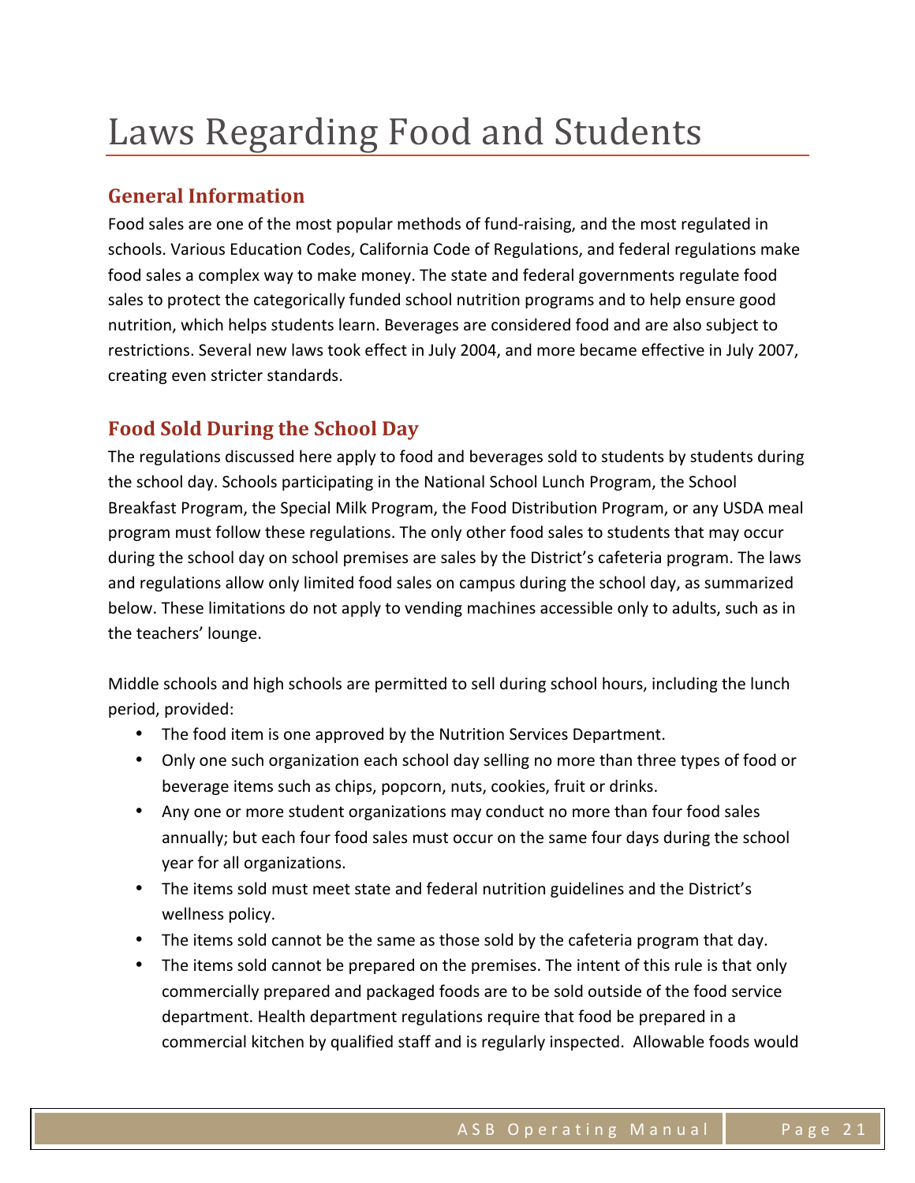# Laws Regarding Food and Students

## General Information

Food sales are one of the most popular methods of fund-raising, and the most regulated in schools. Various Education Codes, California Code of Regulations, and federal regulations make food sales a complex way to make money. The state and federal governments regulate food sales to protect the categorically funded school nutrition programs and to help ensure good nutrition, which helps students learn. Beverages are considered food and are also subject to restrictions. Several new laws took effect in July 2004, and more became effective in July 2007, creating even stricter standards.

## Food Sold During the School Day

The regulations discussed here apply to food and beverages sold to students by students during the school day. Schools participating in the National School Lunch Program, the School Breakfast Program, the Special Milk Program, the Food Distribution Program, or any USDA meal program must follow these regulations. The only other food sales to students that may occur during the school day on school premises are sales by the District's cafeteria program. The laws and regulations allow only limited food sales on campus during the school day, as summarized below. These limitations do not apply to vending machines accessible only to adults, such as in the teachers' lounge.

Middle schools and high schools are permitted to sell during school hours, including the lunch period, provided:

- The food item is one approved by the Nutrition Services Department.
- Only one such organization each school day selling no more than three types of food or beverage items such as chips, popcorn, nuts, cookies, fruit or drinks.
- Any one or more student organizations may conduct no more than four food sales annually; but each four food sales must occur on the same four days during the school year for all organizations.
- The items sold must meet state and federal nutrition guidelines and the District's wellness policy.
- The items sold cannot be the same as those sold by the cafeteria program that day.
- The items sold cannot be prepared on the premises. The intent of this rule is that only commercially prepared and packaged foods are to be sold outside of the food service department. Health department regulations require that food be prepared in a commercial kitchen by qualified staff and is regularly inspected. Allowable foods would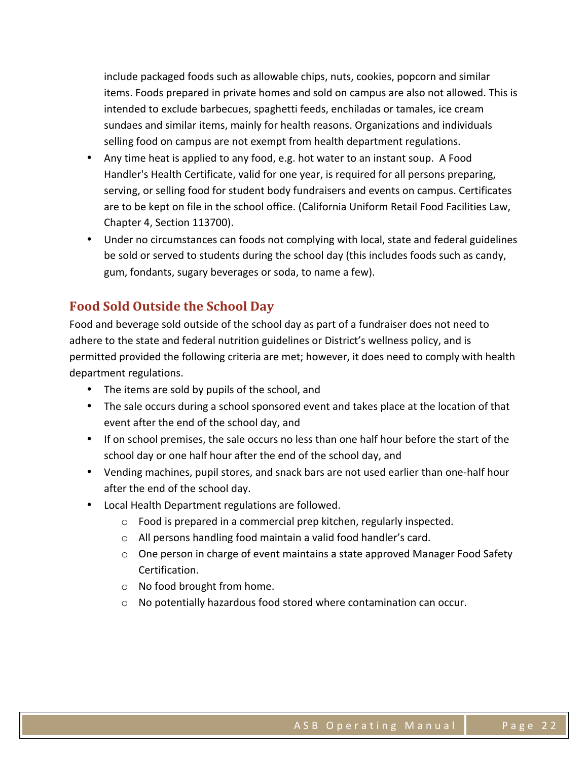include packaged foods such as allowable chips, nuts, cookies, popcorn and similar items. Foods prepared in private homes and sold on campus are also not allowed. This is intended to exclude barbecues, spaghetti feeds, enchiladas or tamales, ice cream sundaes and similar items, mainly for health reasons. Organizations and individuals selling food on campus are not exempt from health department regulations.

- Any time heat is applied to any food, e.g. hot water to an instant soup. A Food Handler's Health Certificate, valid for one year, is required for all persons preparing, serving, or selling food for student body fundraisers and events on campus. Certificates are to be kept on file in the school office. (California Uniform Retail Food Facilities Law, Chapter 4, Section 113700).
- Under no circumstances can foods not complying with local, state and federal guidelines be sold or served to students during the school day (this includes foods such as candy, gum, fondants, sugary beverages or soda, to name a few).

## Food Sold Outside the School Day

Food and beverage sold outside of the school day as part of a fundraiser does not need to adhere to the state and federal nutrition guidelines or District's wellness policy, and is permitted provided the following criteria are met; however, it does need to comply with health department regulations.

- The items are sold by pupils of the school, and
- The sale occurs during a school sponsored event and takes place at the location of that event after the end of the school day, and
- If on school premises, the sale occurs no less than one half hour before the start of the school day or one half hour after the end of the school day, and
- Vending machines, pupil stores, and snack bars are not used earlier than one-half hour after the end of the school day.
- Local Health Department regulations are followed.
  - Food is prepared in a commercial prep kitchen, regularly inspected.
  - All persons handling food maintain a valid food handler's card.
  - One person in charge of event maintains a state approved Manager Food Safety Certification.
  - No food brought from home.
  - No potentially hazardous food stored where contamination can occur.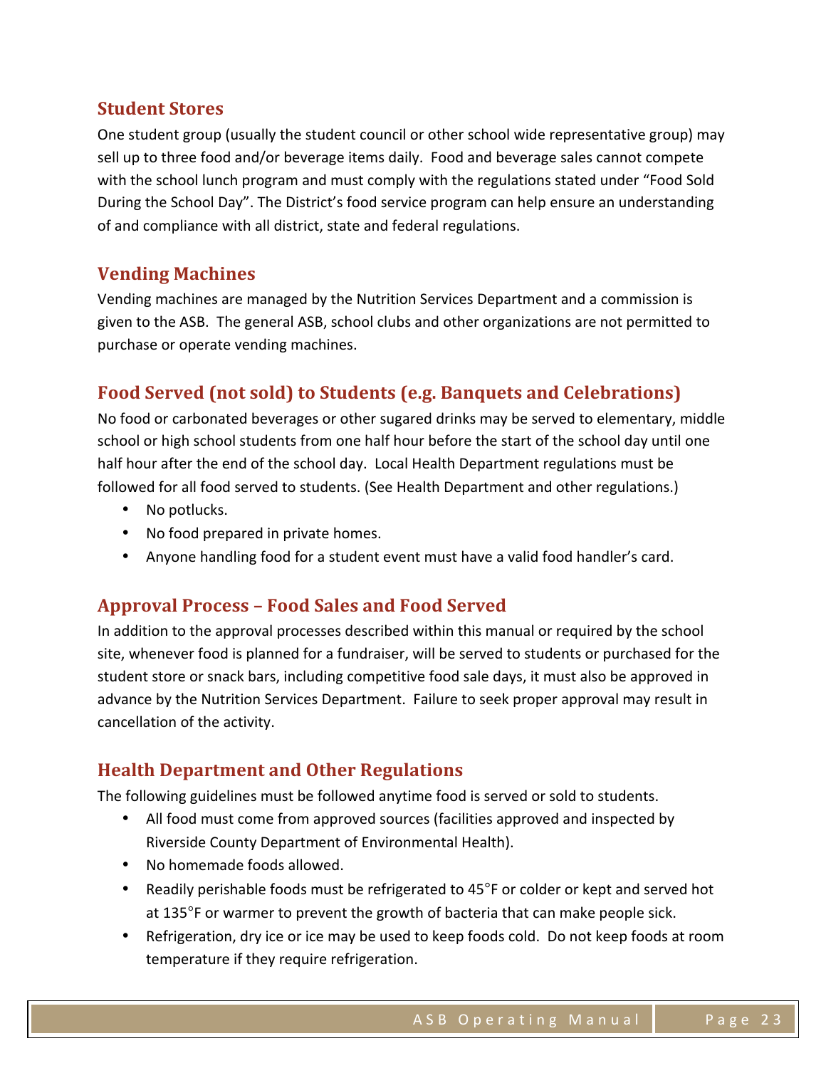## Student Stores

One student group (usually the student council or other school wide representative group) may sell up to three food and/or beverage items daily. Food and beverage sales cannot compete with the school lunch program and must comply with the regulations stated under "Food Sold During the School Day". The District's food service program can help ensure an understanding of and compliance with all district, state and federal regulations.

## Vending Machines

Vending machines are managed by the Nutrition Services Department and a commission is given to the ASB. The general ASB, school clubs and other organizations are not permitted to purchase or operate vending machines.

## Food Served (not sold) to Students (e.g. Banquets and Celebrations)

No food or carbonated beverages or other sugared drinks may be served to elementary, middle school or high school students from one half hour before the start of the school day until one half hour after the end of the school day. Local Health Department regulations must be followed for all food served to students. (See Health Department and other regulations.)

- No potlucks.
- No food prepared in private homes.
- Anyone handling food for a student event must have a valid food handler's card.

## Approval Process – Food Sales and Food Served

In addition to the approval processes described within this manual or required by the school site, whenever food is planned for a fundraiser, will be served to students or purchased for the student store or snack bars, including competitive food sale days, it must also be approved in advance by the Nutrition Services Department. Failure to seek proper approval may result in cancellation of the activity.

## Health Department and Other Regulations

The following guidelines must be followed anytime food is served or sold to students.

- All food must come from approved sources (facilities approved and inspected by Riverside County Department of Environmental Health).
- No homemade foods allowed.
- Readily perishable foods must be refrigerated to 45°F or colder or kept and served hot at 135°F or warmer to prevent the growth of bacteria that can make people sick.
- Refrigeration, dry ice or ice may be used to keep foods cold. Do not keep foods at room temperature if they require refrigeration.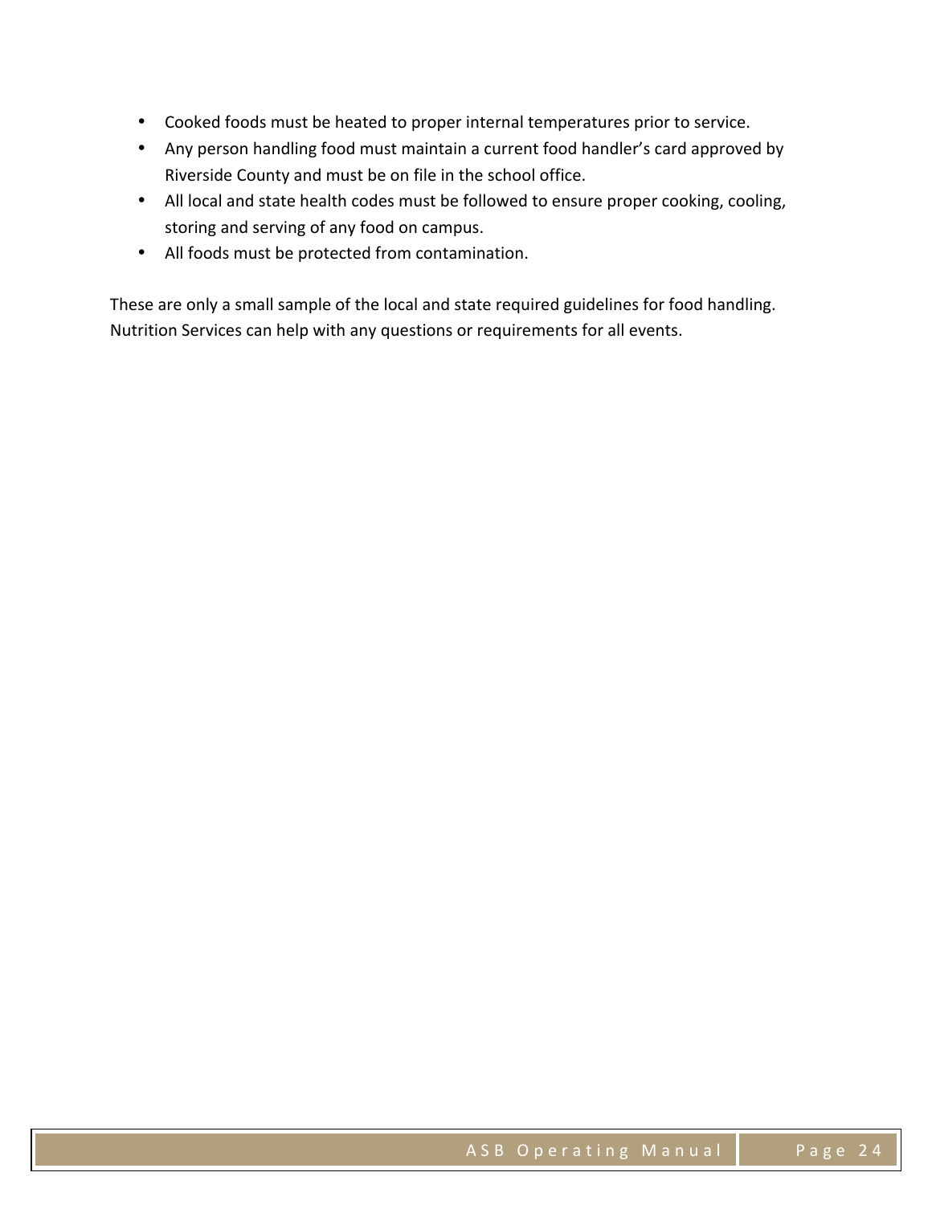- Cooked foods must be heated to proper internal temperatures prior to service.
- Any person handling food must maintain a current food handler's card approved by Riverside County and must be on file in the school office.
- All local and state health codes must be followed to ensure proper cooking, cooling, storing and serving of any food on campus.
- All foods must be protected from contamination.

These are only a small sample of the local and state required guidelines for food handling. Nutrition Services can help with any questions or requirements for all events.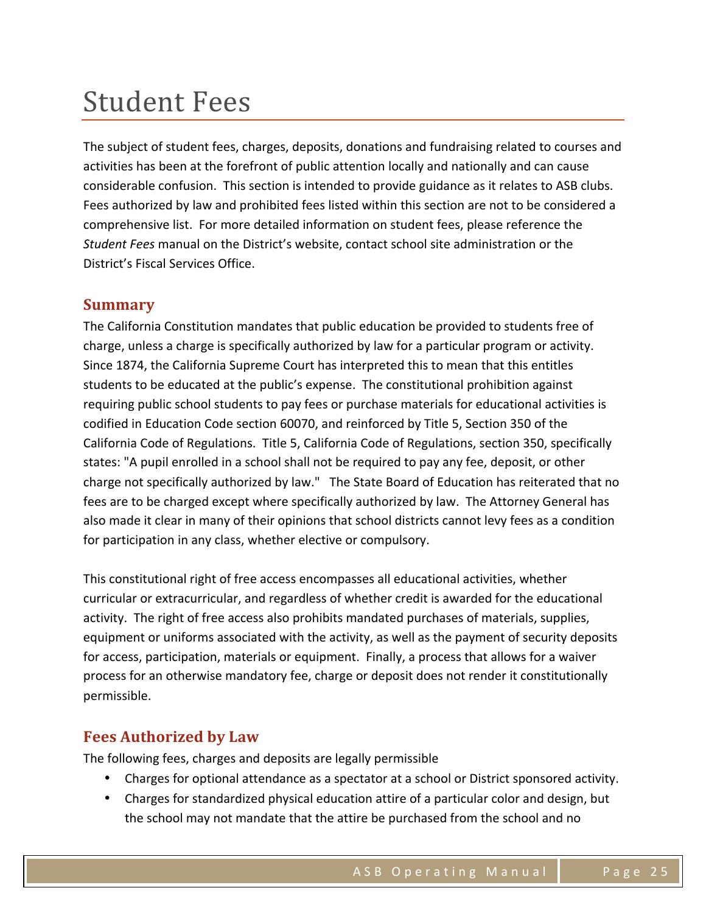# Student Fees

The subject of student fees, charges, deposits, donations and fundraising related to courses and activities has been at the forefront of public attention locally and nationally and can cause considerable confusion. This section is intended to provide guidance as it relates to ASB clubs. Fees authorized by law and prohibited fees listed within this section are not to be considered a comprehensive list. For more detailed information on student fees, please reference the *Student Fees* manual on the District's website, contact school site administration or the District's Fiscal Services Office.

## Summary

The California Constitution mandates that public education be provided to students free of charge, unless a charge is specifically authorized by law for a particular program or activity. Since 1874, the California Supreme Court has interpreted this to mean that this entitles students to be educated at the public's expense. The constitutional prohibition against requiring public school students to pay fees or purchase materials for educational activities is codified in Education Code section 60070, and reinforced by Title 5, Section 350 of the California Code of Regulations. Title 5, California Code of Regulations, section 350, specifically states: "A pupil enrolled in a school shall not be required to pay any fee, deposit, or other charge not specifically authorized by law." The State Board of Education has reiterated that no fees are to be charged except where specifically authorized by law. The Attorney General has also made it clear in many of their opinions that school districts cannot levy fees as a condition for participation in any class, whether elective or compulsory.

This constitutional right of free access encompasses all educational activities, whether curricular or extracurricular, and regardless of whether credit is awarded for the educational activity. The right of free access also prohibits mandated purchases of materials, supplies, equipment or uniforms associated with the activity, as well as the payment of security deposits for access, participation, materials or equipment. Finally, a process that allows for a waiver process for an otherwise mandatory fee, charge or deposit does not render it constitutionally permissible.

## Fees Authorized by Law

The following fees, charges and deposits are legally permissible

- Charges for optional attendance as a spectator at a school or District sponsored activity.
- Charges for standardized physical education attire of a particular color and design, but the school may not mandate that the attire be purchased from the school and no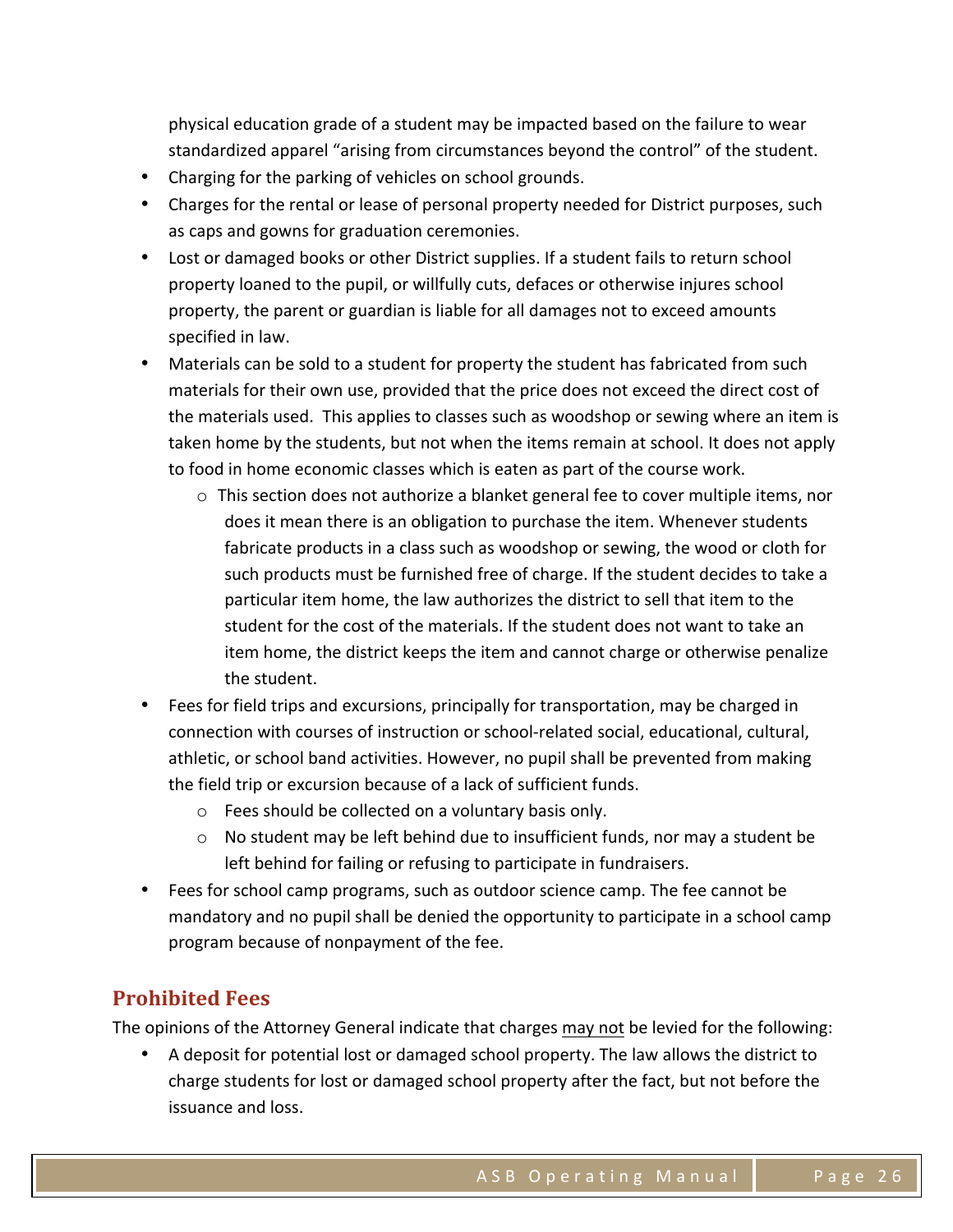physical education grade of a student may be impacted based on the failure to wear standardized apparel "arising from circumstances beyond the control" of the student.

- Charging for the parking of vehicles on school grounds.
- Charges for the rental or lease of personal property needed for District purposes, such as caps and gowns for graduation ceremonies.
- Lost or damaged books or other District supplies. If a student fails to return school property loaned to the pupil, or willfully cuts, defaces or otherwise injures school property, the parent or guardian is liable for all damages not to exceed amounts specified in law.
- Materials can be sold to a student for property the student has fabricated from such materials for their own use, provided that the price does not exceed the direct cost of the materials used. This applies to classes such as woodshop or sewing where an item is taken home by the students, but not when the items remain at school. It does not apply to food in home economic classes which is eaten as part of the course work.
  - This section does not authorize a blanket general fee to cover multiple items, nor does it mean there is an obligation to purchase the item. Whenever students fabricate products in a class such as woodshop or sewing, the wood or cloth for such products must be furnished free of charge. If the student decides to take a particular item home, the law authorizes the district to sell that item to the student for the cost of the materials. If the student does not want to take an item home, the district keeps the item and cannot charge or otherwise penalize the student.
- Fees for field trips and excursions, principally for transportation, may be charged in connection with courses of instruction or school-related social, educational, cultural, athletic, or school band activities. However, no pupil shall be prevented from making the field trip or excursion because of a lack of sufficient funds.
  - Fees should be collected on a voluntary basis only.
  - No student may be left behind due to insufficient funds, nor may a student be left behind for failing or refusing to participate in fundraisers.
- Fees for school camp programs, such as outdoor science camp. The fee cannot be mandatory and no pupil shall be denied the opportunity to participate in a school camp program because of nonpayment of the fee.

## Prohibited Fees

The opinions of the Attorney General indicate that charges may not be levied for the following:

- A deposit for potential lost or damaged school property. The law allows the district to charge students for lost or damaged school property after the fact, but not before the issuance and loss.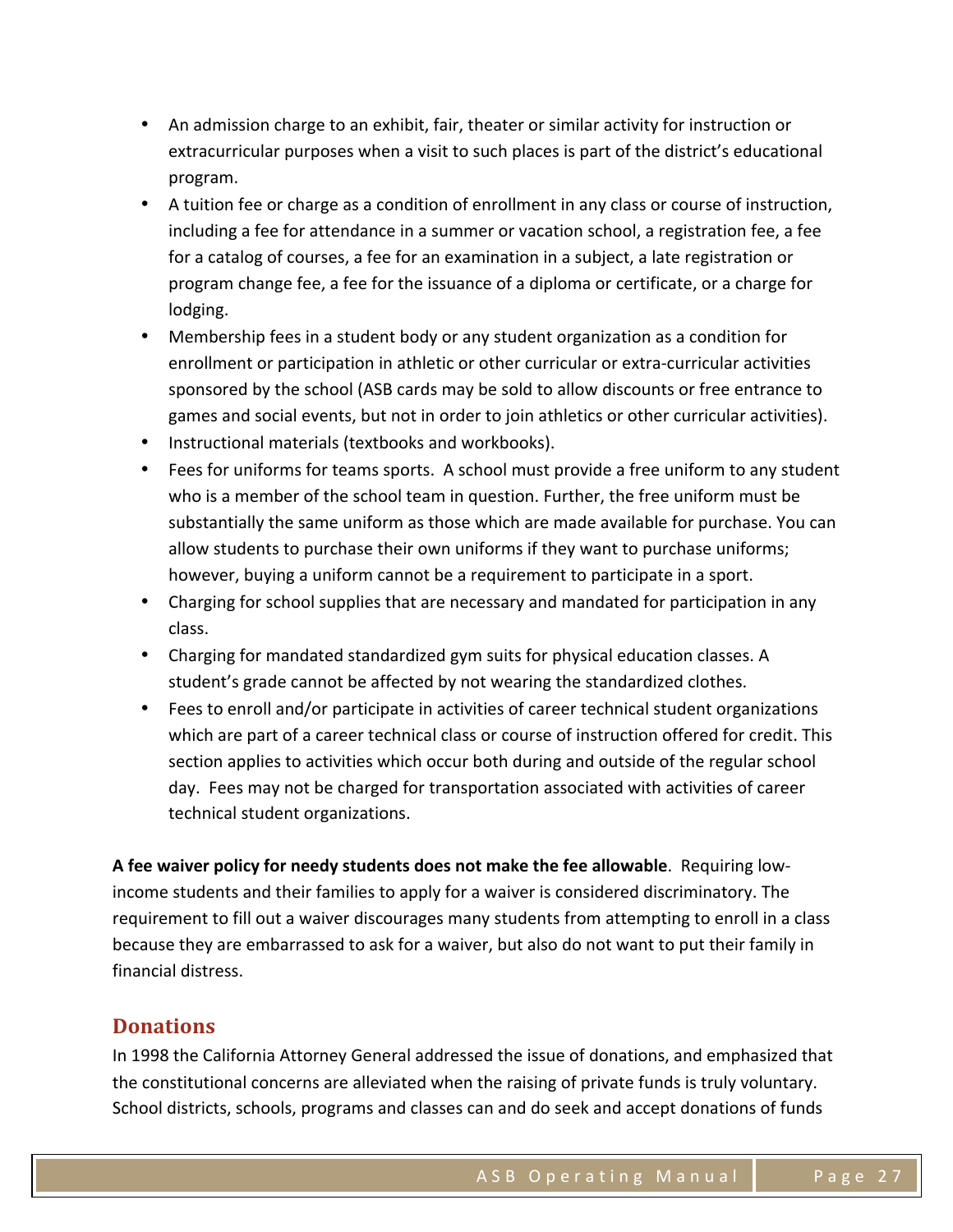- An admission charge to an exhibit, fair, theater or similar activity for instruction or extracurricular purposes when a visit to such places is part of the district's educational program.
- A tuition fee or charge as a condition of enrollment in any class or course of instruction, including a fee for attendance in a summer or vacation school, a registration fee, a fee for a catalog of courses, a fee for an examination in a subject, a late registration or program change fee, a fee for the issuance of a diploma or certificate, or a charge for lodging.
- Membership fees in a student body or any student organization as a condition for enrollment or participation in athletic or other curricular or extra-curricular activities sponsored by the school (ASB cards may be sold to allow discounts or free entrance to games and social events, but not in order to join athletics or other curricular activities).
- Instructional materials (textbooks and workbooks).
- Fees for uniforms for teams sports. A school must provide a free uniform to any student who is a member of the school team in question. Further, the free uniform must be substantially the same uniform as those which are made available for purchase. You can allow students to purchase their own uniforms if they want to purchase uniforms; however, buying a uniform cannot be a requirement to participate in a sport.
- Charging for school supplies that are necessary and mandated for participation in any class.
- Charging for mandated standardized gym suits for physical education classes. A student's grade cannot be affected by not wearing the standardized clothes.
- Fees to enroll and/or participate in activities of career technical student organizations which are part of a career technical class or course of instruction offered for credit. This section applies to activities which occur both during and outside of the regular school day. Fees may not be charged for transportation associated with activities of career technical student organizations.

**A fee waiver policy for needy students does not make the fee allowable**. Requiring low-income students and their families to apply for a waiver is considered discriminatory. The requirement to fill out a waiver discourages many students from attempting to enroll in a class because they are embarrassed to ask for a waiver, but also do not want to put their family in financial distress.

## Donations

In 1998 the California Attorney General addressed the issue of donations, and emphasized that the constitutional concerns are alleviated when the raising of private funds is truly voluntary. School districts, schools, programs and classes can and do seek and accept donations of funds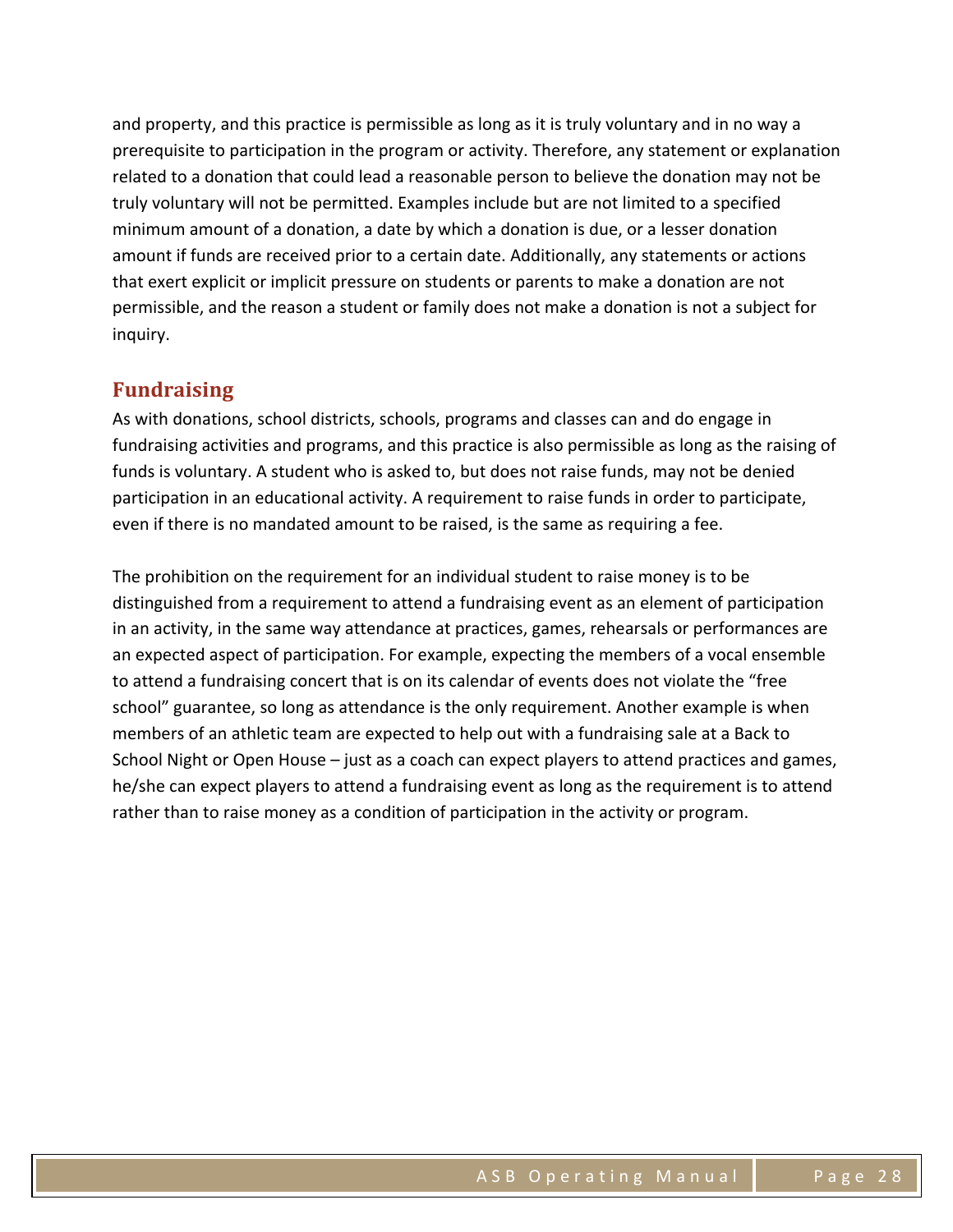and property, and this practice is permissible as long as it is truly voluntary and in no way a prerequisite to participation in the program or activity. Therefore, any statement or explanation related to a donation that could lead a reasonable person to believe the donation may not be truly voluntary will not be permitted. Examples include but are not limited to a specified minimum amount of a donation, a date by which a donation is due, or a lesser donation amount if funds are received prior to a certain date. Additionally, any statements or actions that exert explicit or implicit pressure on students or parents to make a donation are not permissible, and the reason a student or family does not make a donation is not a subject for inquiry.

## Fundraising

As with donations, school districts, schools, programs and classes can and do engage in fundraising activities and programs, and this practice is also permissible as long as the raising of funds is voluntary. A student who is asked to, but does not raise funds, may not be denied participation in an educational activity. A requirement to raise funds in order to participate, even if there is no mandated amount to be raised, is the same as requiring a fee.

The prohibition on the requirement for an individual student to raise money is to be distinguished from a requirement to attend a fundraising event as an element of participation in an activity, in the same way attendance at practices, games, rehearsals or performances are an expected aspect of participation. For example, expecting the members of a vocal ensemble to attend a fundraising concert that is on its calendar of events does not violate the "free school" guarantee, so long as attendance is the only requirement. Another example is when members of an athletic team are expected to help out with a fundraising sale at a Back to School Night or Open House – just as a coach can expect players to attend practices and games, he/she can expect players to attend a fundraising event as long as the requirement is to attend rather than to raise money as a condition of participation in the activity or program.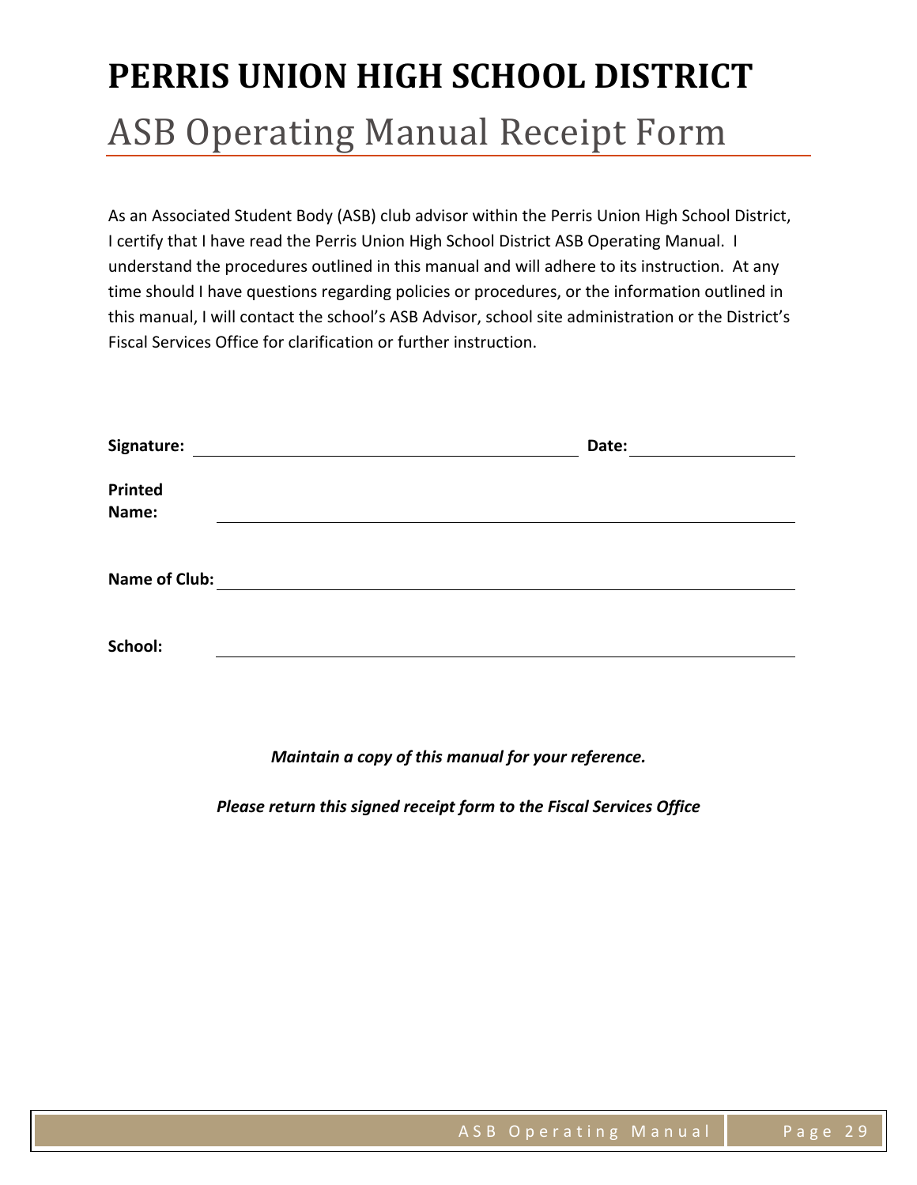# PERRIS UNION HIGH SCHOOL DISTRICT

## ASB Operating Manual Receipt Form

As an Associated Student Body (ASB) club advisor within the Perris Union High School District, I certify that I have read the Perris Union High School District ASB Operating Manual. I understand the procedures outlined in this manual and will adhere to its instruction. At any time should I have questions regarding policies or procedures, or the information outlined in this manual, I will contact the school's ASB Advisor, school site administration or the District's Fiscal Services Office for clarification or further instruction.

**Signature:** ______________________________ **Date:** ______________

**Printed Name:** ______________________________

**Name of Club:** ______________________________

**School:** ______________________________

***Maintain a copy of this manual for your reference.***

***Please return this signed receipt form to the Fiscal Services Office***